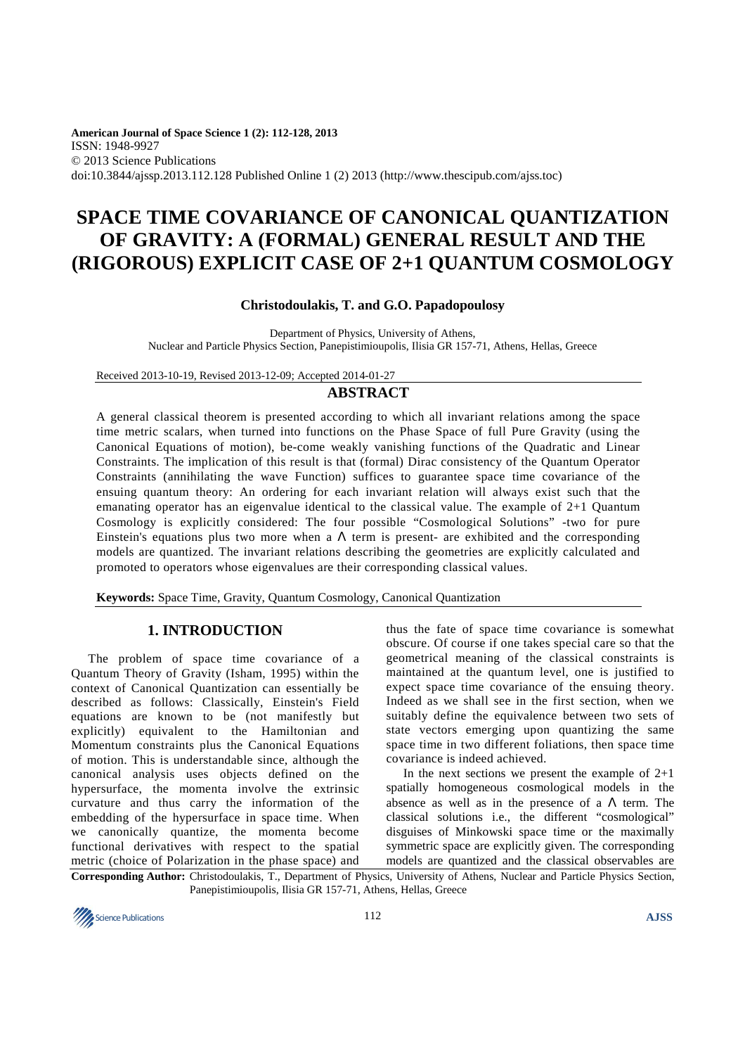American Journal of Space Science 1 (2): 112-128, 2013
ISSN: 1948-9927
© 2013 Science Publications
doi:10.3844/ajssp.2013.112.128 Published Online 1 (2) 2013 (http://www.thescipub.com/ajss.toc)

# SPACE TIME COVARIANCE OF CANONICAL QUANTIZATION OF GRAVITY: A (FORMAL) GENERAL RESULT AND THE (RIGOROUS) EXPLICIT CASE OF 2+1 QUANTUM COSMOLOGY

**Christodoulakis, T. and G.O. Papadopoulosy**

Department of Physics, University of Athens,
Nuclear and Particle Physics Section, Panepistimioupolis, Ilisia GR 157-71, Athens, Hellas, Greece

Received 2013-10-19, Revised 2013-12-09; Accepted 2014-01-27

## ABSTRACT

A general classical theorem is presented according to which all invariant relations among the space time metric scalars, when turned into functions on the Phase Space of full Pure Gravity (using the Canonical Equations of motion), be-come weakly vanishing functions of the Quadratic and Linear Constraints. The implication of this result is that (formal) Dirac consistency of the Quantum Operator Constraints (annihilating the wave Function) suffices to guarantee space time covariance of the ensuing quantum theory: An ordering for each invariant relation will always exist such that the emanating operator has an eigenvalue identical to the classical value. The example of 2+1 Quantum Cosmology is explicitly considered: The four possible "Cosmological Solutions" -two for pure Einstein's equations plus two more when a $\Lambda$ term is present- are exhibited and the corresponding models are quantized. The invariant relations describing the geometries are explicitly calculated and promoted to operators whose eigenvalues are their corresponding classical values.

**Keywords:** Space Time, Gravity, Quantum Cosmology, Canonical Quantization

## 1. INTRODUCTION

The problem of space time covariance of a Quantum Theory of Gravity (Isham, 1995) within the context of Canonical Quantization can essentially be described as follows: Classically, Einstein's Field equations are known to be (not manifestly but explicitly) equivalent to the Hamiltonian and Momentum constraints plus the Canonical Equations of motion. This is understandable since, although the canonical analysis uses objects defined on the hypersurface, the momenta involve the extrinsic curvature and thus carry the information of the embedding of the hypersurface in space time. When we canonically quantize, the momenta become functional derivatives with respect to the spatial metric (choice of Polarization in the phase space) and thus the fate of space time covariance is somewhat obscure. Of course if one takes special care so that the geometrical meaning of the classical constraints is maintained at the quantum level, one is justified to expect space time covariance of the ensuing theory. Indeed as we shall see in the first section, when we suitably define the equivalence between two sets of state vectors emerging upon quantizing the same space time in two different foliations, then space time covariance is indeed achieved.

In the next sections we present the example of 2+1 spatially homogeneous cosmological models in the absence as well as in the presence of a $\Lambda$ term. The classical solutions i.e., the different "cosmological" disguises of Minkowski space time or the maximally symmetric space are explicitly given. The corresponding models are quantized and the classical observables are

**Corresponding Author:** Christodoulakis, T., Department of Physics, University of Athens, Nuclear and Particle Physics Section, Panepistimioupolis, Ilisia GR 157-71, Athens, Hellas, Greece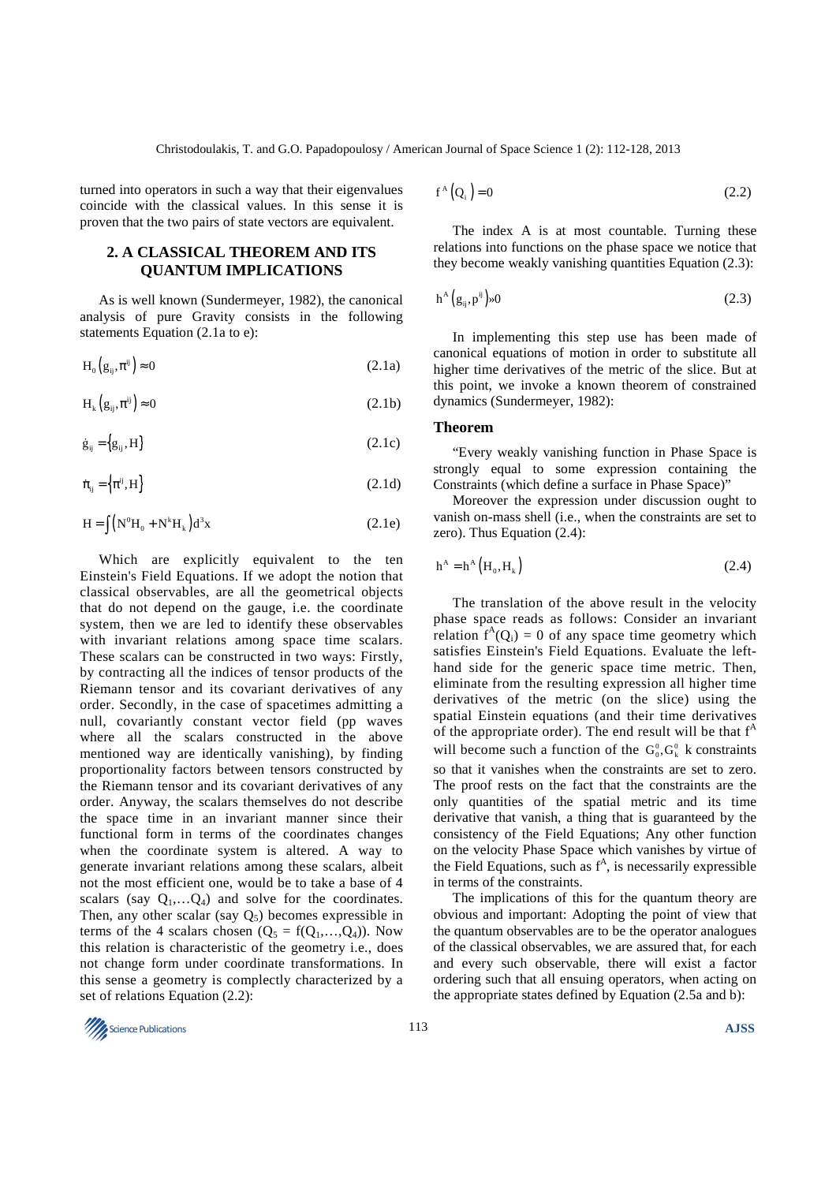turned into operators in such a way that their eigenvalues coincide with the classical values. In this sense it is proven that the two pairs of state vectors are equivalent.

## 2. A CLASSICAL THEOREM AND ITS QUANTUM IMPLICATIONS

As is well known (Sundermeyer, 1982), the canonical analysis of pure Gravity consists in the following statements Equation (2.1a to e):

$$H_0\left(g_{ij}, \pi^{ij}\right) \approx 0 \tag{2.1a}$$

$$H_k\left(g_{ij}, \pi^{ij}\right) \approx 0 \tag{2.1b}$$

$$\dot{g}_{ij} = \left\{g_{ij}, H\right\} \tag{2.1c}$$

$$\dot{\pi}_{ij} = \left\{\pi^{ij}, H\right\} \tag{2.1d}$$

$$H = \int \left(N^0 H_0 + N^k H_k\right) d^3x \tag{2.1e}$$

Which are explicitly equivalent to the ten Einstein's Field Equations. If we adopt the notion that classical observables, are all the geometrical objects that do not depend on the gauge, i.e. the coordinate system, then we are led to identify these observables with invariant relations among space time scalars. These scalars can be constructed in two ways: Firstly, by contracting all the indices of tensor products of the Riemann tensor and its covariant derivatives of any order. Secondly, in the case of spacetimes admitting a null, covariantly constant vector field (pp waves where all the scalars constructed in the above mentioned way are identically vanishing), by finding proportionality factors between tensors constructed by the Riemann tensor and its covariant derivatives of any order. Anyway, the scalars themselves do not describe the space time in an invariant manner since their functional form in terms of the coordinates changes when the coordinate system is altered. A way to generate invariant relations among these scalars, albeit not the most efficient one, would be to take a base of 4 scalars (say $Q_1,\ldots Q_4$) and solve for the coordinates. Then, any other scalar (say $Q_5$) becomes expressible in terms of the 4 scalars chosen ($Q_5 = f(Q_1,\ldots,Q_4)$). Now this relation is characteristic of the geometry i.e., does not change form under coordinate transformations. In this sense a geometry is complectly characterized by a set of relations Equation (2.2):

$$f^A\left(Q_i\right) = 0 \tag{2.2}$$

The index A is at most countable. Turning these relations into functions on the phase space we notice that they become weakly vanishing quantities Equation (2.3):

$$h^A\left(g_{ij}, p^{ij}\right) \approx 0 \tag{2.3}$$

In implementing this step use has been made of canonical equations of motion in order to substitute all higher time derivatives of the metric of the slice. But at this point, we invoke a known theorem of constrained dynamics (Sundermeyer, 1982):

### Theorem

"Every weakly vanishing function in Phase Space is strongly equal to some expression containing the Constraints (which define a surface in Phase Space)"

Moreover the expression under discussion ought to vanish on-mass shell (i.e., when the constraints are set to zero). Thus Equation (2.4):

$$h^A = h^A\left(H_0, H_k\right) \tag{2.4}$$

The translation of the above result in the velocity phase space reads as follows: Consider an invariant relation $f^A(Q_i) = 0$ of any space time geometry which satisfies Einstein's Field Equations. Evaluate the left-hand side for the generic space time metric. Then, eliminate from the resulting expression all higher time derivatives of the metric (on the slice) using the spatial Einstein equations (and their time derivatives of the appropriate order). The end result will be that $f^A$ will become such a function of the $G_0^0, G_k^0$ k constraints so that it vanishes when the constraints are set to zero. The proof rests on the fact that the constraints are the only quantities of the spatial metric and its time derivative that vanish, a thing that is guaranteed by the consistency of the Field Equations; Any other function on the velocity Phase Space which vanishes by virtue of the Field Equations, such as $f^A$, is necessarily expressible in terms of the constraints.

The implications of this for the quantum theory are obvious and important: Adopting the point of view that the quantum observables are to be the operator analogues of the classical observables, we are assured that, for each and every such observable, there will exist a factor ordering such that all ensuing operators, when acting on the appropriate states defined by Equation (2.5a and b):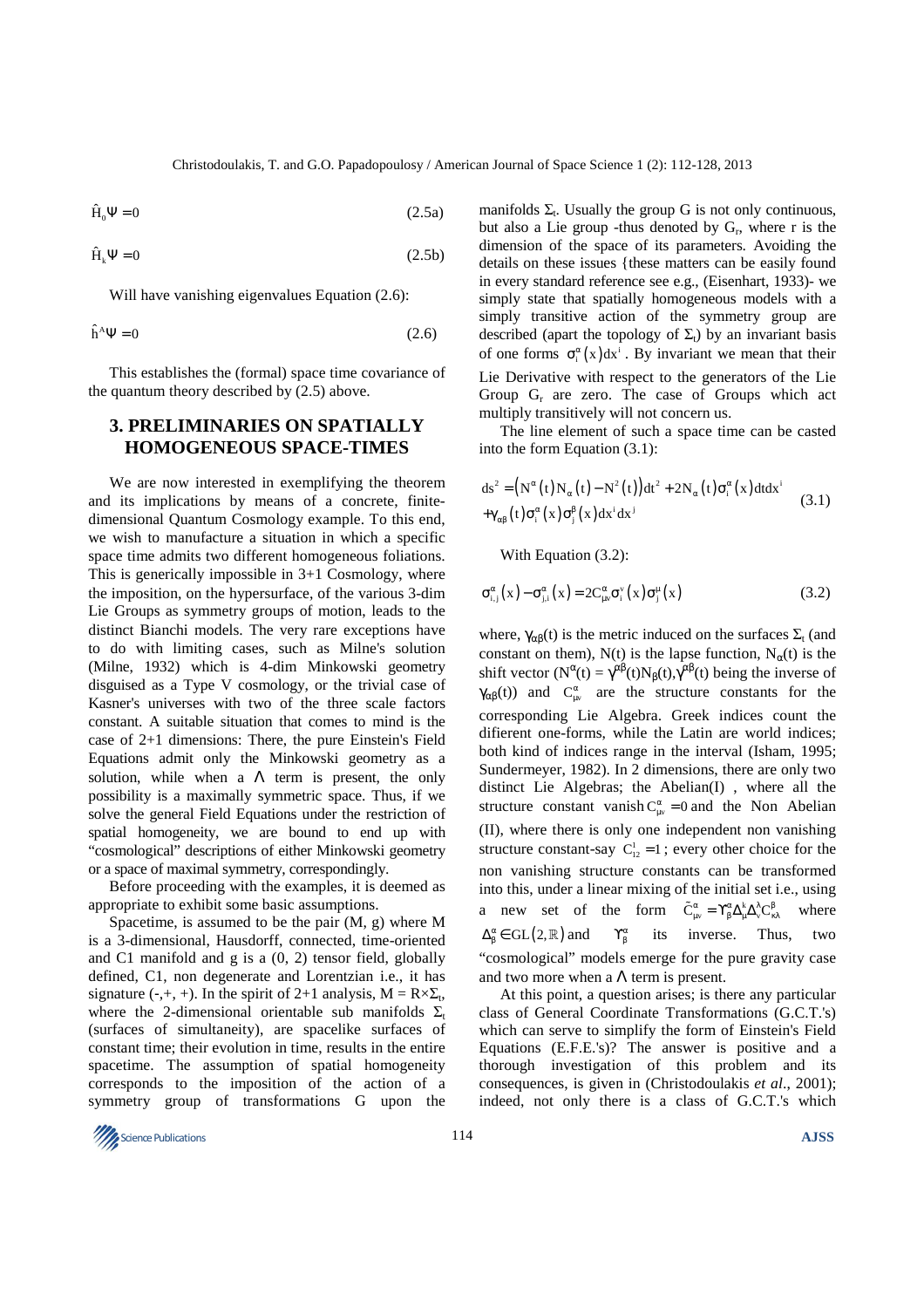$$\hat{H}_0 \Psi = 0 \tag{2.5a}$$

$$\hat{H}_k \Psi = 0 \tag{2.5b}$$

Will have vanishing eigenvalues Equation (2.6):

$$\hat{h}^A \Psi = 0 \tag{2.6}$$

This establishes the (formal) space time covariance of the quantum theory described by (2.5) above.

## 3. PRELIMINARIES ON SPATIALLY HOMOGENEOUS SPACE-TIMES

We are now interested in exemplifying the theorem and its implications by means of a concrete, finite-dimensional Quantum Cosmology example. To this end, we wish to manufacture a situation in which a specific space time admits two different homogeneous foliations. This is generically impossible in 3+1 Cosmology, where the imposition, on the hypersurface, of the various 3-dim Lie Groups as symmetry groups of motion, leads to the distinct Bianchi models. The very rare exceptions have to do with limiting cases, such as Milne's solution (Milne, 1932) which is 4-dim Minkowski geometry disguised as a Type V cosmology, or the trivial case of Kasner's universes with two of the three scale factors constant. A suitable situation that comes to mind is the case of 2+1 dimensions: There, the pure Einstein's Field Equations admit only the Minkowski geometry as a solution, while when a $\Lambda$ term is present, the only possibility is a maximally symmetric space. Thus, if we solve the general Field Equations under the restriction of spatial homogeneity, we are bound to end up with "cosmological" descriptions of either Minkowski geometry or a space of maximal symmetry, correspondingly.

Before proceeding with the examples, it is deemed as appropriate to exhibit some basic assumptions.

Spacetime, is assumed to be the pair (M, g) where M is a 3-dimensional, Hausdorff, connected, time-oriented and C1 manifold and g is a (0, 2) tensor field, globally defined, C1, non degenerate and Lorentzian i.e., it has signature (-,+, +). In the spirit of 2+1 analysis, $M = R\times\Sigma_t$, where the 2-dimensional orientable sub manifolds $\Sigma_t$ (surfaces of simultaneity), are spacelike surfaces of constant time; their evolution in time, results in the entire spacetime. The assumption of spatial homogeneity corresponds to the imposition of the action of a symmetry group of transformations G upon the manifolds $\Sigma_t$. Usually the group G is not only continuous, but also a Lie group -thus denoted by $G_r$, where r is the dimension of the space of its parameters. Avoiding the details on these issues {these matters can be easily found in every standard reference see e.g., (Eisenhart, 1933)- we simply state that spatially homogeneous models with a simply transitive action of the symmetry group are described (apart the topology of $\Sigma_t$) by an invariant basis of one forms $\sigma_i^\alpha(x)dx^i$. By invariant we mean that their Lie Derivative with respect to the generators of the Lie Group $G_r$ are zero. The case of Groups which act multiply transitively will not concern us.

The line element of such a space time can be casted into the form Equation (3.1):

$$\begin{aligned} ds^2 = &\left(N^\alpha(t)N_\alpha(t) - N^2(t)\right)dt^2 + 2N_\alpha(t)\sigma_i^\alpha(x)dtdx^i \\ &+\gamma_{\alpha\beta}(t)\sigma_i^\alpha(x)\sigma_j^\beta(x)dx^i dx^j \end{aligned} \tag{3.1}$$

With Equation (3.2):

$$\sigma_{i,j}^\alpha(x) - \sigma_{j,i}^\alpha(x) = 2C_{\mu\nu}^\alpha \sigma_i^\nu(x)\sigma_j^\mu(x) \tag{3.2}$$

where, $\gamma_{\alpha\beta}(t)$ is the metric induced on the surfaces $\Sigma_t$ (and constant on them), N(t) is the lapse function, $N_\alpha(t)$ is the shift vector ($N^\alpha(t) = \gamma^{\alpha\beta}(t)N_\beta(t)$, $\gamma^{\alpha\beta}(t)$ being the inverse of $\gamma_{\alpha\beta}(t)$) and $C_{\mu\nu}^\alpha$ are the structure constants for the corresponding Lie Algebra. Greek indices count the diffierent one-forms, while the Latin are world indices; both kind of indices range in the interval (Isham, 1995; Sundermeyer, 1982). In 2 dimensions, there are only two distinct Lie Algebras: the Abelian(I) , where all the structure constant vanish $C_{\mu\nu}^\alpha = 0$ and the Non Abelian (II), where there is only one independent non vanishing structure constant-say $C_{12}^1 = 1$; every other choice for the non vanishing structure constants can be transformed into this, under a linear mixing of the initial set i.e., using a new set of the form $\tilde{C}_{\mu\nu}^\alpha = \Upsilon_\beta^\alpha \Delta_\mu^\kappa \Delta_\nu^\lambda C_{\kappa\lambda}^\beta$ where $\Delta_\beta^\alpha \in GL(2,\mathbb{R})$ and $\Upsilon_\beta^\alpha$ its inverse. Thus, two "cosmological" models emerge for the pure gravity case and two more when a $\Lambda$ term is present.

At this point, a question arises; is there any particular class of General Coordinate Transformations (G.C.T.'s) which can serve to simplify the form of Einstein's Field Equations (E.F.E.'s)? The answer is positive and a thorough investigation of this problem and its consequences, is given in (Christodoulakis *et al*., 2001); indeed, not only there is a class of G.C.T.'s which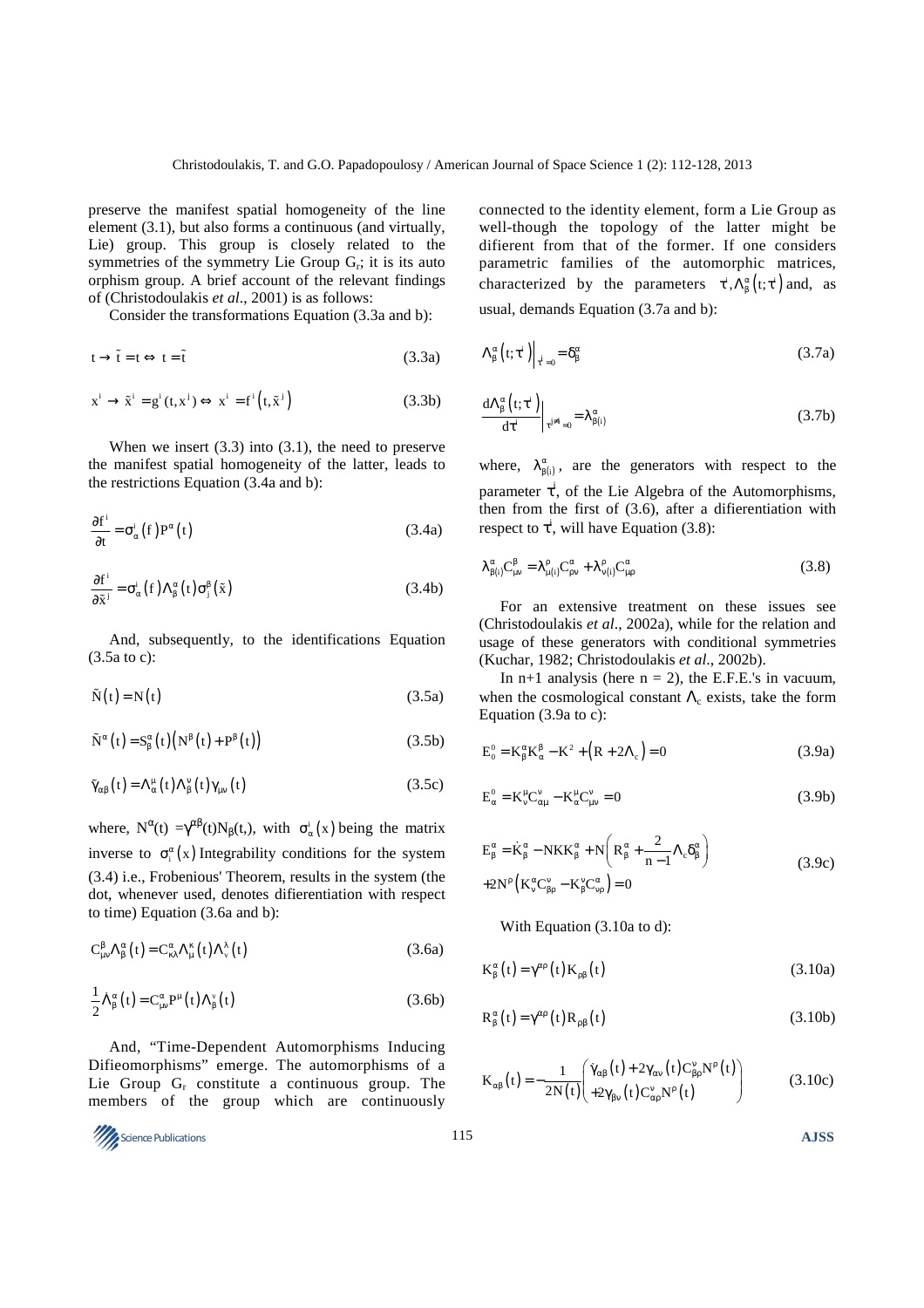preserve the manifest spatial homogeneity of the line element (3.1), but also forms a continuous (and virtually, Lie) group. This group is closely related to the symmetries of the symmetry Lie Group $G_r$; it is its auto orphism group. A brief account of the relevant findings of (Christodoulakis *et al*., 2001) is as follows:

Consider the transformations Equation (3.3a and b):

$$t \to \tilde{t} = t \Leftrightarrow t = \tilde{t} \tag{3.3a}$$

$$x^i \to \tilde{x}^i = g^i(t, x^j) \Leftrightarrow x^i = f^i\left(t, \tilde{x}^j\right) \tag{3.3b}$$

When we insert (3.3) into (3.1), the need to preserve the manifest spatial homogeneity of the latter, leads to the restrictions Equation (3.4a and b):

$$\frac{\partial f^i}{\partial t} = \sigma^i_\alpha(f) P^\alpha(t) \tag{3.4a}$$

$$\frac{\partial f^i}{\partial \tilde{x}^j} = \sigma^i_\alpha(f) \Lambda^\alpha_\beta(t) \sigma^\beta_j(\tilde{x}) \tag{3.4b}$$

And, subsequently, to the identifications Equation (3.5a to c):

$$\tilde{N}(t) = N(t) \tag{3.5a}$$

$$\tilde{N}^\alpha(t) = S^\alpha_\beta(t)\left(N^\beta(t) + P^\beta(t)\right) \tag{3.5b}$$

$$\tilde{\gamma}_{\alpha\beta}(t) = \Lambda^\mu_\alpha(t) \Lambda^\nu_\beta(t) \gamma_{\mu\nu}(t) \tag{3.5c}$$

where, $N^\alpha(t) = \gamma^{\alpha\beta}(t) N_\beta(t,)$, with $\sigma^i_\alpha(x)$ being the matrix inverse to $\sigma^\alpha_i(x)$ Integrability conditions for the system (3.4) i.e., Frobenious' Theorem, results in the system (the dot, whenever used, denotes difierentiation with respect to time) Equation (3.6a and b):

$$C^\beta_{\mu\nu} \Lambda^\alpha_\beta(t) = C^\alpha_{\kappa\lambda} \Lambda^\kappa_\mu(t) \Lambda^\lambda_\nu(t) \tag{3.6a}$$

$$\frac{1}{2} \dot{\Lambda}^\alpha_\beta(t) = C^\alpha_{\mu\nu} P^\mu(t) \Lambda^\nu_\beta(t) \tag{3.6b}$$

And, "Time-Dependent Automorphisms Inducing Difieomorphisms" emerge. The automorphisms of a Lie Group $G_r$ constitute a continuous group. The members of the group which are continuously connected to the identity element, form a Lie Group as well-though the topology of the latter might be difierent from that of the former. If one considers parametric families of the automorphic matrices, characterized by the parameters $\tau^i, \Lambda^\alpha_\beta(t; \tau^i)$ and, as usual, demands Equation (3.7a and b):

$$\Lambda^\alpha_\beta(t; \tau^i)\Big|_{\tau^i = 0} = \delta^\alpha_\beta \tag{3.7a}$$

$$\frac{d\Lambda^\alpha_\beta(t; \tau^i)}{d\tau^i}\Big|_{\tau^{i\neq i} = 0} = \lambda^\alpha_{\beta(i)} \tag{3.7b}$$

where, $\lambda^\alpha_{\beta(i)}$, are the generators with respect to the parameter $\tau^i$, of the Lie Algebra of the Automorphisms, then from the first of (3.6), after a difierentiation with respect to $\tau^i$, will have Equation (3.8):

$$\lambda^\alpha_{\beta(i)} C^\beta_{\mu\nu} = \lambda^\rho_{\mu(i)} C^\alpha_{\rho\nu} + \lambda^\rho_{\nu(i)} C^\alpha_{\mu\rho} \tag{3.8}$$

For an extensive treatment on these issues see (Christodoulakis *et al*., 2002a), while for the relation and usage of these generators with conditional symmetries (Kuchar, 1982; Christodoulakis *et al*., 2002b).

In n+1 analysis (here n = 2), the E.F.E.'s in vacuum, when the cosmological constant $\Lambda_c$ exists, take the form Equation (3.9a to c):

$$E^0_0 = K^\alpha_\beta K^\beta_\alpha - K^2 + \left(R + 2\Lambda_c\right) = 0 \tag{3.9a}$$

$$E^0_\alpha = K^\mu_\nu C^\nu_{\alpha\mu} - K^\mu_\alpha C^\nu_{\mu\nu} = 0 \tag{3.9b}$$

$$\begin{aligned} E^\alpha_\beta &= \dot{K}^\alpha_\beta - NKK^\alpha_\beta + N\left(R^\alpha_\beta + \frac{2}{n-1}\Lambda_c \delta^\alpha_\beta\right) \\ &+ 2N^\rho\left(K^\alpha_\nu C^\nu_{\beta\rho} - K^\nu_\beta C^\alpha_{\nu\rho}\right) = 0 \end{aligned} \tag{3.9c}$$

With Equation (3.10a to d):

$$K^\alpha_\beta(t) = \gamma^{\alpha\rho}(t) K_{\rho\beta}(t) \tag{3.10a}$$

$$R^\alpha_\beta(t) = \gamma^{\alpha\rho}(t) R_{\rho\beta}(t) \tag{3.10b}$$

$$K_{\alpha\beta}(t) = -\frac{1}{2N(t)}\begin{pmatrix} \dot{\gamma}_{\alpha\beta}(t) + 2\gamma_{\alpha\nu}(t) C^\nu_{\beta\rho} N^\rho(t) \\ +2\gamma_{\beta\nu}(t) C^\nu_{\alpha\rho} N^\rho(t) \end{pmatrix} \tag{3.10c}$$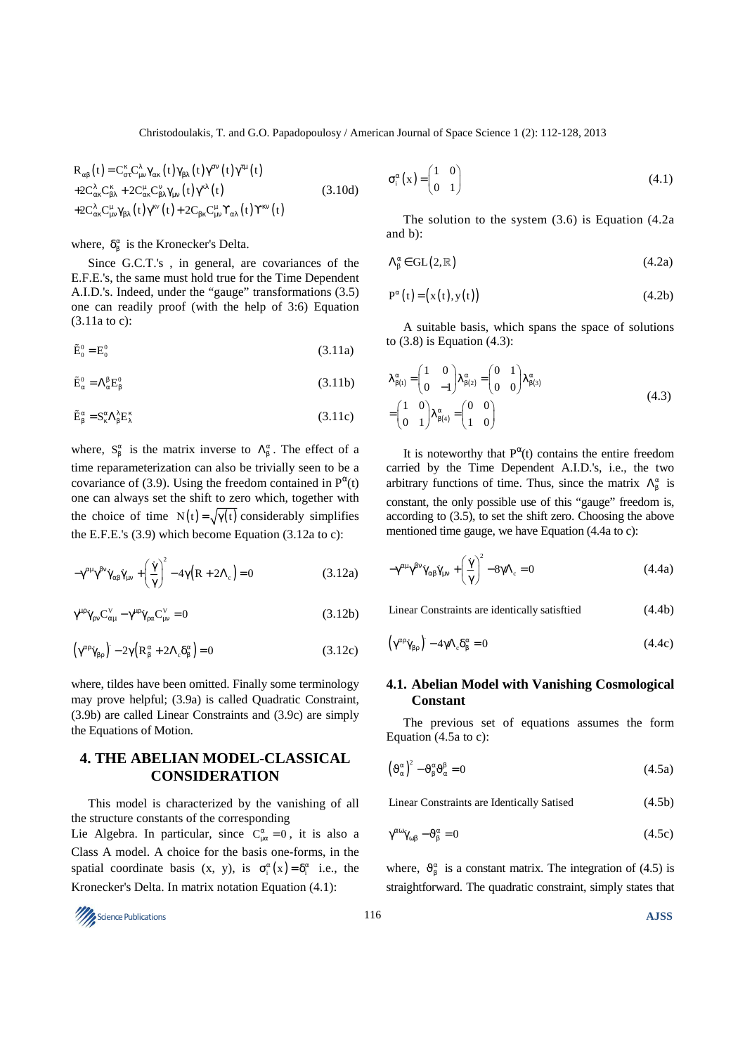$$R_{\alpha\beta}(t) = C^{\kappa}_{\sigma\tau} C^{\lambda}_{\mu\nu} \gamma_{\alpha\kappa}(t) \gamma_{\beta\lambda}(t) \gamma^{\sigma\nu}(t) \gamma^{\tau\mu}(t) + 2C^{\lambda}_{\alpha\kappa} C^{\kappa}_{\beta\lambda} + 2C^{\mu}_{\alpha\kappa} C^{\nu}_{\beta\lambda} \gamma_{\mu\nu}(t) \gamma^{\kappa\lambda}(t) + 2C^{\lambda}_{\alpha\kappa} C^{\mu}_{\mu\nu} \gamma_{\beta\lambda}(t) \gamma^{\kappa\nu}(t) + 2C_{\beta\kappa} C^{\mu}_{\mu\nu} \Upsilon_{\alpha\lambda}(t) \Upsilon^{\kappa\nu}(t) \quad (3.10d)$$

where, $\delta^{\alpha}_{\beta}$ is the Kronecker's Delta.

Since G.C.T.'s , in general, are covariances of the E.F.E.'s, the same must hold true for the Time Dependent A.I.D.'s. Indeed, under the "gauge" transformations (3.5) one can readily proof (with the help of 3:6) Equation (3.11a to c):

$$\tilde{E}^0_0 = E^0_0 \quad (3.11a)$$

$$\tilde{E}^0_\alpha = \Lambda^\beta_\alpha E^0_\beta \quad (3.11b)$$

$$\tilde{E}^\alpha_\beta = S^\alpha_\kappa \Lambda^\lambda_\beta E^\kappa_\lambda \quad (3.11c)$$

where, $S^\alpha_\beta$ is the matrix inverse to $\Lambda^\alpha_\beta$. The effect of a time reparameterization can also be trivially seen to be a covariance of (3.9). Using the freedom contained in $P^\alpha(t)$ one can always set the shift to zero which, together with the choice of time $N(t) = \sqrt{\gamma(t)}$ considerably simplifies the E.F.E.'s (3.9) which become Equation (3.12a to c):

$$-\gamma^{\alpha\mu}\gamma^{\beta\nu}\dot{\gamma}_{\alpha\beta}\dot{\gamma}_{\mu\nu} + \left(\frac{\dot{\gamma}}{\gamma}\right)^2 - 4\gamma\left(R + 2\Lambda_c\right) = 0 \quad (3.12a)$$

$$\gamma^{\mu\rho}\dot{\gamma}_{\rho\nu}C^{\nu}_{\alpha\mu} - \gamma^{\mu\rho}\dot{\gamma}_{\rho\alpha}C^{\nu}_{\mu\nu} = 0 \quad (3.12b)$$

$$\left(\gamma^{\alpha\rho}\dot{\gamma}_{\beta\rho}\right)^{\cdot} - 2\gamma\left(R^\alpha_\beta + 2\Lambda_c\delta^\alpha_\beta\right) = 0 \quad (3.12c)$$

where, tildes have been omitted. Finally some terminology may prove helpful; (3.9a) is called Quadratic Constraint, (3.9b) are called Linear Constraints and (3.9c) are simply the Equations of Motion.

## 4. THE ABELIAN MODEL-CLASSICAL CONSIDERATION

This model is characterized by the vanishing of all the structure constants of the corresponding Lie Algebra. In particular, since $C^\alpha_{\mu\alpha} = 0$, it is also a Class A model. A choice for the basis one-forms, in the spatial coordinate basis (x, y), is $\sigma^\alpha_i(x) = \delta^\alpha_i$ i.e., the Kronecker's Delta. In matrix notation Equation (4.1):

$$\sigma^\alpha_i(x) = \begin{pmatrix} 1 & 0 \\ 0 & 1 \end{pmatrix} \quad (4.1)$$

The solution to the system (3.6) is Equation (4.2a and b):

$$\Lambda^\alpha_\beta \in GL(2, \mathbb{R}) \quad (4.2a)$$

$$P^\alpha(t) = (x(t), y(t)) \quad (4.2b)$$

A suitable basis, which spans the space of solutions to (3.8) is Equation (4.3):

$$\lambda^\alpha_{\beta(1)} = \begin{pmatrix} 1 & 0 \\ 0 & -1 \end{pmatrix} \lambda^\alpha_{\beta(2)} = \begin{pmatrix} 0 & 1 \\ 0 & 0 \end{pmatrix} \lambda^\alpha_{\beta(3)} = \begin{pmatrix} 1 & 0 \\ 0 & 1 \end{pmatrix} \lambda^\alpha_{\beta(4)} = \begin{pmatrix} 0 & 0 \\ 1 & 0 \end{pmatrix} \quad (4.3)$$

It is noteworthy that $P^\alpha(t)$ contains the entire freedom carried by the Time Dependent A.I.D.'s, i.e., the two arbitrary functions of time. Thus, since the matrix $\Lambda^\alpha_\beta$ is constant, the only possible use of this "gauge" freedom is, according to (3.5), to set the shift zero. Choosing the above mentioned time gauge, we have Equation (4.4a to c):

$$-\gamma^{\alpha\mu}\gamma^{\beta\nu}\dot{\gamma}_{\alpha\beta}\dot{\gamma}_{\mu\nu} + \left(\frac{\dot{\gamma}}{\gamma}\right)^2 - 8\gamma\Lambda_c = 0 \quad (4.4a)$$

Linear Constraints are identically satisftied (4.4b)

$$\left(\gamma^{\alpha\rho}\dot{\gamma}_{\beta\rho}\right)^{\cdot} - 4\gamma\Lambda_c\delta^\alpha_\beta = 0 \quad (4.4c)$$

### 4.1. Abelian Model with Vanishing Cosmological Constant

The previous set of equations assumes the form Equation (4.5a to c):

$$\left(\vartheta^\alpha_\alpha\right)^2 - \vartheta^\alpha_\beta\vartheta^\beta_\alpha = 0 \quad (4.5a)$$

Linear Constraints are Identically Satised (4.5b)

$$\gamma^{\alpha\omega}\dot{\gamma}_{\omega\beta} - \vartheta^\alpha_\beta = 0 \quad (4.5c)$$

where, $\vartheta^\alpha_\beta$ is a constant matrix. The integration of (4.5) is straightforward. The quadratic constraint, simply states that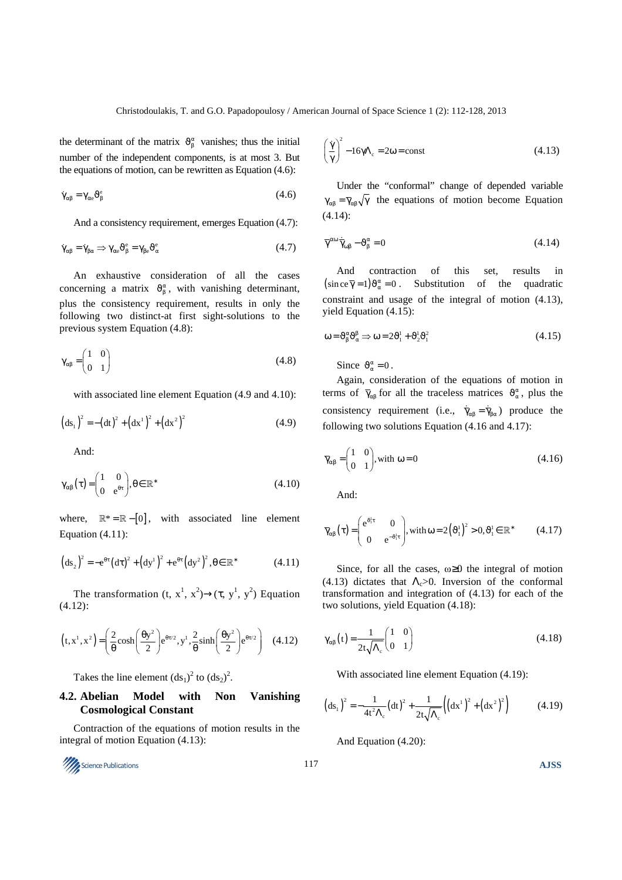the determinant of the matrix $\vartheta^{\alpha}_{\beta}$ vanishes; thus the initial number of the independent components, is at most 3. But the equations of motion, can be rewritten as Equation (4.6):

$$\dot{\gamma}_{\alpha\beta} = \gamma_{\alpha e}\vartheta^{e}_{\beta} \tag{4.6}$$

And a consistency requirement, emerges Equation (4.7):

$$\dot{\gamma}_{\alpha\beta} = \dot{\gamma}_{\beta\alpha} \Rightarrow \gamma_{\alpha e}\vartheta^{e}_{\beta} = \gamma_{\beta e}\vartheta^{e}_{\alpha} \tag{4.7}$$

An exhaustive consideration of all the cases concerning a matrix $\vartheta^{\alpha}_{\beta}$, with vanishing determinant, plus the consistency requirement, results in only the following two distinct-at first sight-solutions to the previous system Equation (4.8):

$$\gamma_{\alpha\beta} = \begin{pmatrix} 1 & 0 \\ 0 & 1 \end{pmatrix} \tag{4.8}$$

with associated line element Equation (4.9 and 4.10):

$$(ds_1)^2 = -(dt)^2 + (dx^1)^2 + (dx^2)^2 \tag{4.9}$$

And:

$$\gamma_{\alpha\beta}(\tau) = \begin{pmatrix} 1 & 0 \\ 0 & e^{\theta\tau} \end{pmatrix}, \theta \in \mathbb{R}^* \tag{4.10}$$

where, $\mathbb{R}^* = \mathbb{R} - [0]$, with associated line element Equation (4.11):

$$(ds_2)^2 = -e^{\theta\tau}(d\tau)^2 + (dy^1)^2 + e^{\theta\tau}(dy^2)^2, \theta \in \mathbb{R}^* \tag{4.11}$$

The transformation $(t, x^1, x^2) \rightarrow (\tau, y^1, y^2)$ Equation (4.12):

$$(t, x^1, x^2) = \left(\frac{2}{\theta}\cosh\left(\frac{\theta y^2}{2}\right)e^{\theta\tau/2}, y^1, \frac{2}{\theta}\sinh\left(\frac{\theta y^2}{2}\right)e^{\theta\tau/2}\right) \tag{4.12}$$

Takes the line element $(ds_1)^2$ to $(ds_2)^2$.

### 4.2. Abelian Model with Non Vanishing Cosmological Constant

Contraction of the equations of motion results in the integral of motion Equation (4.13):

$$\left(\frac{\dot{\gamma}}{\gamma}\right)^2 - 16\gamma\Lambda_c = 2\omega = \text{const} \tag{4.13}$$

Under the "conformal" change of depended variable $\gamma_{\alpha\beta} = \overline{\gamma}_{\alpha\beta}\sqrt{\gamma}$ the equations of motion become Equation (4.14):

$$\overline{\gamma}^{\alpha\omega}\dot{\overline{\gamma}}_{\omega\beta} - \vartheta^{\alpha}_{\beta} = 0 \tag{4.14}$$

And contraction of this set, results in $(\text{since}\,\overline{\gamma} = 1)\vartheta^{\alpha}_{\alpha} = 0$. Substitution of the quadratic constraint and usage of the integral of motion (4.13), yield Equation (4.15):

$$\omega = \vartheta^{\alpha}_{\beta}\vartheta^{\beta}_{\alpha} \Rightarrow \omega = 2\vartheta^{1}_{1} + \vartheta^{1}_{2}\vartheta^{2}_{1} \tag{4.15}$$

Since $\vartheta^{\alpha}_{\alpha} = 0$.

Again, consideration of the equations of motion in terms of $\overline{\gamma}_{\alpha\beta}$ for all the traceless matrices $\vartheta^{\alpha}_{\alpha}$, plus the consistency requirement (i.e., $\dot{\overline{\gamma}}_{\alpha\beta} = \dot{\overline{\gamma}}_{\beta\alpha}$) produce the following two solutions Equation (4.16 and 4.17):

$$\overline{\gamma}_{\alpha\beta} = \begin{pmatrix} 1 & 0 \\ 0 & 1 \end{pmatrix}, \text{with } \omega = 0 \tag{4.16}$$

And:

$$\overline{\gamma}_{\alpha\beta}(\tau) = \begin{pmatrix} e^{\vartheta^{1}_{1}\tau} & 0 \\ 0 & e^{-\vartheta^{1}_{1}\tau} \end{pmatrix}, \text{with } \omega = 2(\vartheta^{1}_{1})^2 > 0, \vartheta^{1}_{1} \in \mathbb{R}^* \tag{4.17}$$

Since, for all the cases, $\omega \geq 0$ the integral of motion (4.13) dictates that $\Lambda_c > 0$. Inversion of the conformal transformation and integration of (4.13) for each of the two solutions, yield Equation (4.18):

$$\gamma_{\alpha\beta}(t) = \frac{1}{2t\sqrt{\Lambda_c}}\begin{pmatrix} 1 & 0 \\ 0 & 1 \end{pmatrix} \tag{4.18}$$

With associated line element Equation (4.19):

$$(ds_1)^2 = -\frac{1}{4t^2\Lambda_c}(dt)^2 + \frac{1}{2t\sqrt{\Lambda_c}}\left((dx^1)^2 + (dx^2)^2\right) \tag{4.19}$$

And Equation (4.20):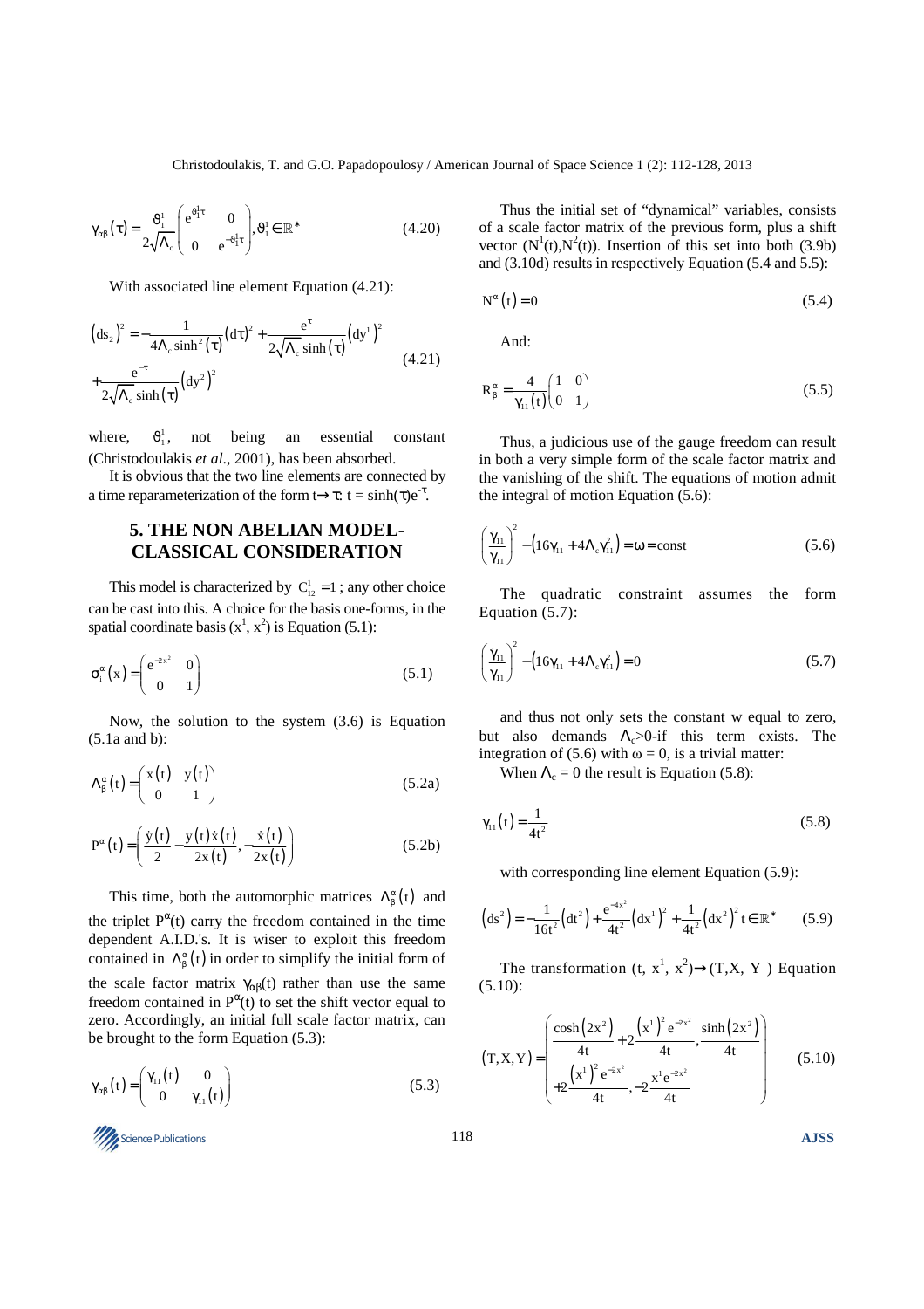$$\gamma_{\alpha\beta}(\tau) = \frac{\vartheta_1^1}{2\sqrt{\Lambda_c}} \begin{pmatrix} e^{\vartheta_1^1 \tau} & 0 \\ 0 & e^{-\vartheta_1^1 \tau} \end{pmatrix}, \vartheta_1^1 \in \mathbb{R}^* \tag{4.20}$$

With associated line element Equation (4.21):

$$\left(ds_2\right)^2 = -\frac{1}{4\Lambda_c \sinh^2(\tau)}(d\tau)^2 + \frac{e^{\tau}}{2\sqrt{\Lambda_c}\sinh(\tau)}\left(dy^1\right)^2 + \frac{e^{-\tau}}{2\sqrt{\Lambda_c}\sinh(\tau)}\left(dy^2\right)^2 \tag{4.21}$$

where, $\vartheta_1^1$, not being an essential constant (Christodoulakis *et al*., 2001), has been absorbed.

It is obvious that the two line elements are connected by a time reparameterization of the form $t \to \tau$: $t = \sinh(\tau)e^{-\tau}$.

## 5. THE NON ABELIAN MODEL-CLASSICAL CONSIDERATION

This model is characterized by $C_{12}^1 = 1$; any other choice can be cast into this. A choice for the basis one-forms, in the spatial coordinate basis $(x^1, x^2)$ is Equation (5.1):

$$\sigma_i^\alpha(x) = \begin{pmatrix} e^{-2x^2} & 0 \\ 0 & 1 \end{pmatrix} \tag{5.1}$$

Now, the solution to the system (3.6) is Equation (5.1a and b):

$$\Lambda_\beta^\alpha(t) = \begin{pmatrix} x(t) & y(t) \\ 0 & 1 \end{pmatrix} \tag{5.2a}$$

$$P^\alpha(t) = \left( \frac{\dot{y}(t)}{2} - \frac{y(t)\dot{x}(t)}{2x(t)}, -\frac{\dot{x}(t)}{2x(t)} \right) \tag{5.2b}$$

This time, both the automorphic matrices $\Lambda_\beta^\alpha(t)$ and the triplet $P^\alpha(t)$ carry the freedom contained in the time dependent A.I.D.'s. It is wiser to exploit this freedom contained in $\Lambda_\beta^\alpha(t)$ in order to simplify the initial form of the scale factor matrix $\gamma_{\alpha\beta}(t)$ rather than use the same freedom contained in $P^\alpha(t)$ to set the shift vector equal to zero. Accordingly, an initial full scale factor matrix, can be brought to the form Equation (5.3):

$$\gamma_{\alpha\beta}(t) = \begin{pmatrix} \gamma_{11}(t) & 0 \\ 0 & \gamma_{11}(t) \end{pmatrix} \tag{5.3}$$

Thus the initial set of "dynamical" variables, consists of a scale factor matrix of the previous form, plus a shift vector $(N^1(t), N^2(t))$. Insertion of this set into both (3.9b) and (3.10d) results in respectively Equation (5.4 and 5.5):

$$N^\alpha(t) = 0 \tag{5.4}$$

And:

$$R_\beta^\alpha = \frac{4}{\gamma_{11}(t)} \begin{pmatrix} 1 & 0 \\ 0 & 1 \end{pmatrix} \tag{5.5}$$

Thus, a judicious use of the gauge freedom can result in both a very simple form of the scale factor matrix and the vanishing of the shift. The equations of motion admit the integral of motion Equation (5.6):

$$\left(\frac{\dot{\gamma}_{11}}{\gamma_{11}}\right)^2 - \left(16\gamma_{11} + 4\Lambda_c \gamma_{11}^2\right) = \omega = \text{const} \tag{5.6}$$

The quadratic constraint assumes the form Equation (5.7):

$$\left(\frac{\dot{\gamma}_{11}}{\gamma_{11}}\right)^2 - \left(16\gamma_{11} + 4\Lambda_c \gamma_{11}^2\right) = 0 \tag{5.7}$$

and thus not only sets the constant w equal to zero, but also demands $\Lambda_c > 0$-if this term exists. The integration of (5.6) with $\omega = 0$, is a trivial matter:

When $\Lambda_c = 0$ the result is Equation (5.8):

$$\gamma_{11}(t) = \frac{1}{4t^2} \tag{5.8}$$

with corresponding line element Equation (5.9):

$$\left(ds^2\right) = -\frac{1}{16t^2}\left(dt^2\right) + \frac{e^{-4x^2}}{4t^2}\left(dx^1\right)^2 + \frac{1}{4t^2}\left(dx^2\right)^2 t \in \mathbb{R}^* \tag{5.9}$$

The transformation $(t, x^1, x^2) \to (T, X, Y)$ Equation (5.10):

$$(T, X, Y) = \left( \frac{\cosh(2x^2)}{4t} + 2\frac{\left(x^1\right)^2 e^{-2x^2}}{4t}, \frac{\sinh(2x^2)}{4t} + 2\frac{\left(x^1\right)^2 e^{-2x^2}}{4t}, -2\frac{x^1 e^{-2x^2}}{4t} \right) \tag{5.10}$$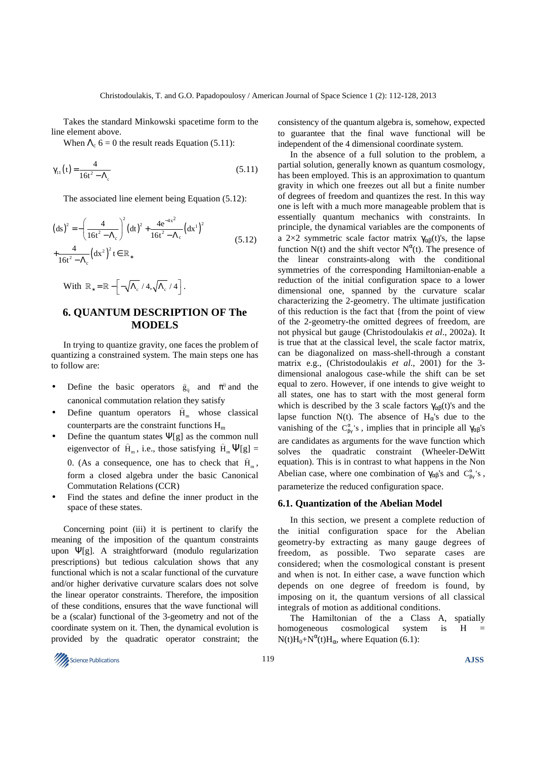Takes the standard Minkowski spacetime form to the line element above.

When $\Lambda_c$ 6 = 0 the result reads Equation (5.11):

$$\gamma_{11}(t) = \frac{4}{16t^2 - \Lambda_c} \tag{5.11}$$

The associated line element being Equation (5.12):

$$(ds)^2 = -\left(\frac{4}{16t^2 - \Lambda_c}\right)^2 (dt)^2 + \frac{4e^{-4x^2}}{16t^2 - \Lambda_c}(dx^1)^2 + \frac{4}{16t^2 - \Lambda_c}(dx^2)^2 \; t \in \mathbb{R}_* \tag{5.12}$$

With $\mathbb{R}_* = \mathbb{R} - \left[-\sqrt{\Lambda_c}/4, \sqrt{\Lambda_c}/4\right]$.

## 6. QUANTUM DESCRIPTION OF The MODELS

In trying to quantize gravity, one faces the problem of quantizing a constrained system. The main steps one has to follow are:

- Define the basic operators $\hat{g}_{ij}$ and $\hat{\pi}^{ij}$ and the canonical commutation relation they satisfy
- Define quantum operators $\hat{H}_m$ whose classical counterparts are the constraint functions $H_m$
- Define the quantum states $\Psi[g]$ as the common null eigenvector of $\hat{H}_m$, i.e., those satisfying $\hat{H}_m \Psi[g] = 0$. (As a consequence, one has to check that $\hat{H}_m$, form a closed algebra under the basic Canonical Commutation Relations (CCR)
- Find the states and define the inner product in the space of these states.

Concerning point (iii) it is pertinent to clarify the meaning of the imposition of the quantum constraints upon $\Psi[g]$. A straightforward (modulo regularization prescriptions) but tedious calculation shows that any functional which is not a scalar functional of the curvature and/or higher derivative curvature scalars does not solve the linear operator constraints. Therefore, the imposition of these conditions, ensures that the wave functional will be a (scalar) functional of the 3-geometry and not of the coordinate system on it. Then, the dynamical evolution is provided by the quadratic operator constraint; the consistency of the quantum algebra is, somehow, expected to guarantee that the final wave functional will be independent of the 4 dimensional coordinate system.

In the absence of a full solution to the problem, a partial solution, generally known as quantum cosmology, has been employed. This is an approximation to quantum gravity in which one freezes out all but a finite number of degrees of freedom and quantizes the rest. In this way one is left with a much more manageable problem that is essentially quantum mechanics with constraints. In principle, the dynamical variables are the components of a 2×2 symmetric scale factor matrix $\gamma_{\alpha\beta}(t)$'s, the lapse function $N(t)$ and the shift vector $N^{\alpha}(t)$. The presence of the linear constraints-along with the conditional symmetries of the corresponding Hamiltonian-enable a reduction of the initial configuration space to a lower dimensional one, spanned by the curvature scalar characterizing the 2-geometry. The ultimate justification of this reduction is the fact that {from the point of view of the 2-geometry-the omitted degrees of freedom, are not physical but gauge (Christodoulakis *et al*., 2002a). It is true that at the classical level, the scale factor matrix, can be diagonalized on mass-shell-through a constant matrix e.g., (Christodoulakis *et al*., 2001) for the 3-dimensional analogous case-while the shift can be set equal to zero. However, if one intends to give weight to all states, one has to start with the most general form which is described by the 3 scale factors $\gamma_{\alpha\beta}(t)$'s and the lapse function $N(t)$. The absence of $H_{\alpha}$'s due to the vanishing of the $C^{\alpha}_{\beta\gamma}$'s, implies that in principle all $\gamma_{\alpha\beta}$'s are candidates as arguments for the wave function which solves the quadratic constraint (Wheeler-DeWitt equation). This is in contrast to what happens in the Non Abelian case, where one combination of $\gamma_{\alpha\beta}$'s and $C^{\alpha}_{\beta\gamma}$'s, parameterize the reduced configuration space.

### 6.1. Quantization of the Abelian Model

In this section, we present a complete reduction of the initial configuration space for the Abelian geometry-by extracting as many gauge degrees of freedom, as possible. Two separate cases are considered; when the cosmological constant is present and when is not. In either case, a wave function which depends on one degree of freedom is found, by imposing on it, the quantum versions of all classical integrals of motion as additional conditions.

The Hamiltonian of the a Class A, spatially homogeneous cosmological system is $H = N(t)H_0 + N^{\alpha}(t)H_{\alpha}$, where Equation (6.1):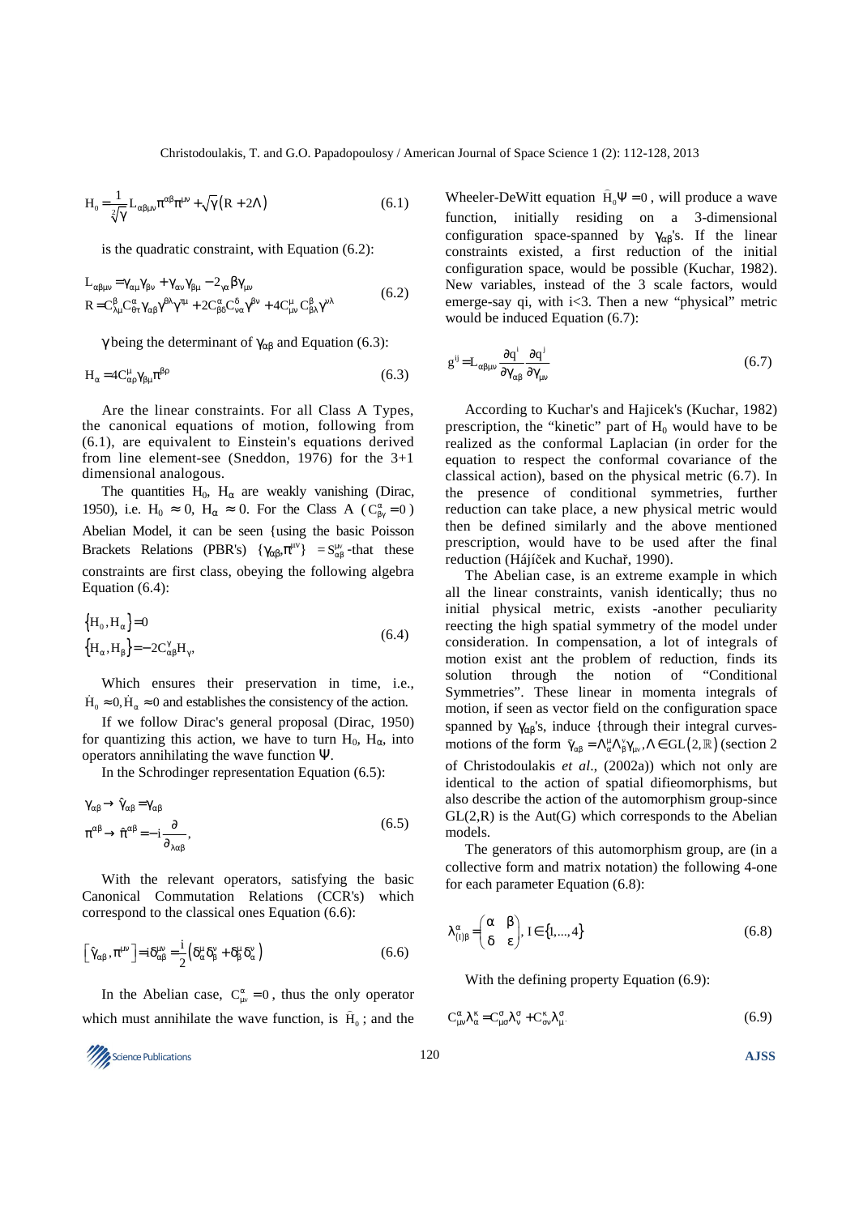$$H_0 = \frac{1}{\sqrt[2]{\gamma}} L_{\alpha\beta\mu\nu}\pi^{\alpha\beta}\pi^{\mu\nu} + \sqrt{\gamma}\left(R + 2\Lambda\right) \tag{6.1}$$

is the quadratic constraint, with Equation (6.2):

$$\begin{aligned} L_{\alpha\beta\mu\nu} &= \gamma_{\alpha\mu}\gamma_{\beta\nu} + \gamma_{\alpha\nu}\gamma_{\beta\mu} - 2_{\gamma\alpha}\beta\gamma_{\mu\nu} \\ R &= C^{\beta}_{\lambda\mu}C^{\alpha}_{\theta\tau}\gamma_{\alpha\beta}\gamma^{\theta\lambda}\gamma^{\tau\mu} + 2C^{\alpha}_{\beta\delta}C^{\delta}_{\nu\alpha}\gamma^{\beta\nu} + 4C^{\mu}_{\mu\nu}C^{\beta}_{\beta\lambda}\gamma^{\nu\lambda} \end{aligned} \tag{6.2}$$

$\gamma$ being the determinant of $\gamma_{\alpha\beta}$ and Equation (6.3):

$$H_{\alpha} = 4C^{\mu}_{\alpha\rho}\gamma_{\beta\mu}\pi^{\beta\rho} \tag{6.3}$$

Are the linear constraints. For all Class A Types, the canonical equations of motion, following from (6.1), are equivalent to Einstein's equations derived from line element-see (Sneddon, 1976) for the 3+1 dimensional analogous.

The quantities $H_0$, $H_\alpha$ are weakly vanishing (Dirac, 1950), i.e. $H_0 \approx 0$, $H_\alpha \approx 0$. For the Class A ($C^{\alpha}_{\beta\gamma} = 0$) Abelian Model, it can be seen {using the basic Poisson Brackets Relations (PBR's) $\{\gamma_{\alpha\beta}, \pi^{\mu\nu}\} = S^{\mu\nu}_{\alpha\beta}$ -that these constraints are first class, obeying the following algebra Equation (6.4):

$$\begin{aligned} \{H_0, H_\alpha\} &= 0 \\ \{H_\alpha, H_\beta\} &= -2C^{\gamma}_{\alpha\beta}H_\gamma, \end{aligned} \tag{6.4}$$

Which ensures their preservation in time, i.e., $\dot{H}_0 \approx 0, \dot{H}_\alpha \approx 0$ and establishes the consistency of the action.

If we follow Dirac's general proposal (Dirac, 1950) for quantizing this action, we have to turn $H_0$, $H_\alpha$, into operators annihilating the wave function $\Psi$.

In the Schrodinger representation Equation (6.5):

$$\begin{aligned} \gamma_{\alpha\beta} &\to \hat{\gamma}_{\alpha\beta} = \gamma_{\alpha\beta} \\ \pi^{\alpha\beta} &\to \hat{\pi}^{\alpha\beta} = -i\frac{\partial}{\partial_{\lambda\alpha\beta}}, \end{aligned} \tag{6.5}$$

With the relevant operators, satisfying the basic Canonical Commutation Relations (CCR's) which correspond to the classical ones Equation (6.6):

$$\left[\hat{\gamma}_{\alpha\beta}, \pi^{\mu\nu}\right] = i\delta^{\mu\nu}_{\alpha\beta} = \frac{i}{2}\left(\delta^{\mu}_{\alpha}\delta^{\nu}_{\beta} + \delta^{\mu}_{\beta}\delta^{\nu}_{\alpha}\right) \tag{6.6}$$

In the Abelian case, $C^{\alpha}_{\mu\nu} = 0$, thus the only operator which must annihilate the wave function, is $\hat{H}_0$; and the Wheeler-DeWitt equation $\hat{H}_0\Psi = 0$, will produce a wave function, initially residing on a 3-dimensional configuration space-spanned by $\gamma_{\alpha\beta}$'s. If the linear constraints existed, a first reduction of the initial configuration space, would be possible (Kuchar, 1982). New variables, instead of the 3 scale factors, would emerge-say qi, with i<3. Then a new "physical" metric would be induced Equation (6.7):

$$g^{ij} = L_{\alpha\beta\mu\nu}\frac{\partial q^i}{\partial\gamma_{\alpha\beta}}\frac{\partial q^j}{\partial\gamma_{\mu\nu}} \tag{6.7}$$

According to Kuchar's and Hajicek's (Kuchar, 1982) prescription, the "kinetic" part of $H_0$ would have to be realized as the conformal Laplacian (in order for the equation to respect the conformal covariance of the classical action), based on the physical metric (6.7). In the presence of conditional symmetries, further reduction can take place, a new physical metric would then be defined similarly and the above mentioned prescription, would have to be used after the final reduction (Hájíček and Kuchař, 1990).

The Abelian case, is an extreme example in which all the linear constraints, vanish identically; thus no initial physical metric, exists -another peculiarity reecting the high spatial symmetry of the model under consideration. In compensation, a lot of integrals of motion exist ant the problem of reduction, finds its solution through the notion of "Conditional Symmetries". These linear in momenta integrals of motion, if seen as vector field on the configuration space spanned by $\gamma_{\alpha\beta}$'s, induce {through their integral curves-motions of the form $\tilde{\gamma}_{\alpha\beta} = \Lambda^{\mu}_{\alpha}\Lambda^{\nu}_{\beta}\gamma_{\mu\nu}, \Lambda \in GL(2, \mathbb{R})$ (section 2 of Christodoulakis *et al*., (2002a)) which not only are identical to the action of spatial difieomorphisms, but also describe the action of the automorphism group-since GL(2,R) is the Aut(G) which corresponds to the Abelian models.

The generators of this automorphism group, are (in a collective form and matrix notation) the following 4-one for each parameter Equation (6.8):

$$\lambda^{\alpha}_{(I)\beta} = \begin{pmatrix} \alpha & \beta \\ \delta & \varepsilon \end{pmatrix}, I \in \{1, \ldots, 4\} \tag{6.8}$$

With the defining property Equation (6.9):

$$C^{\alpha}_{\mu\nu}\lambda^{\kappa}_{\alpha} = C^{\sigma}_{\mu\sigma}\lambda^{\sigma}_{\nu} + C^{\kappa}_{\sigma\nu}\lambda^{\sigma}_{\mu}. \tag{6.9}$$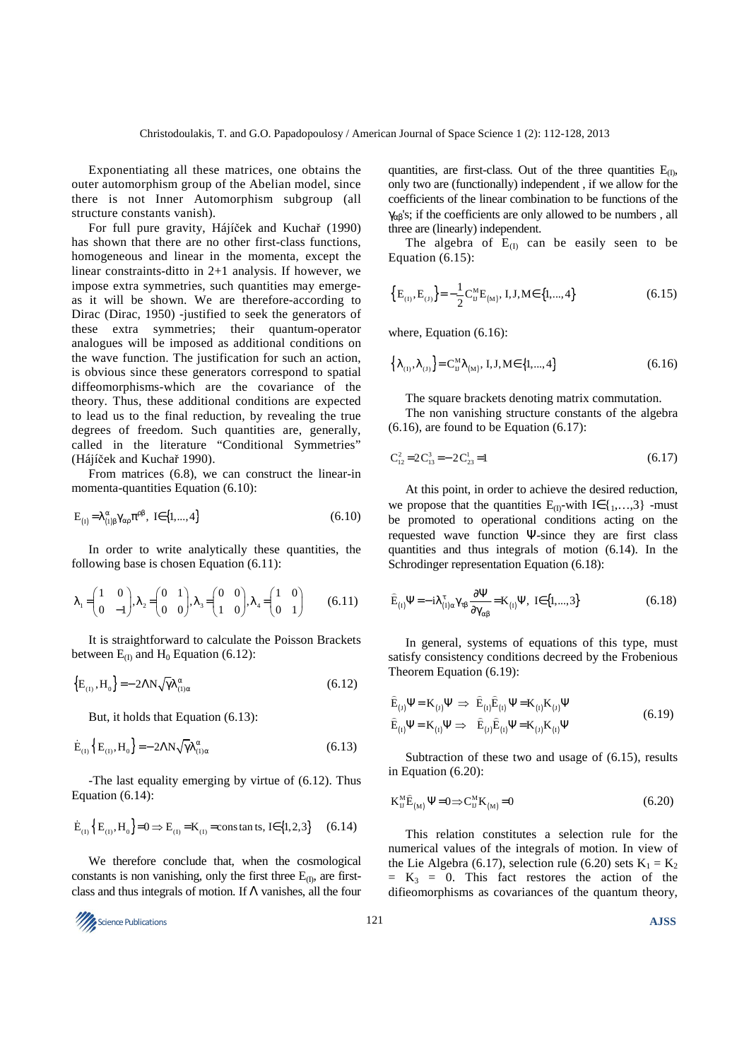Exponentiating all these matrices, one obtains the outer automorphism group of the Abelian model, since there is not Inner Automorphism subgroup (all structure constants vanish).

For full pure gravity, Hájíček and Kuchař (1990) has shown that there are no other first-class functions, homogeneous and linear in the momenta, except the linear constraints-ditto in 2+1 analysis. If however, we impose extra symmetries, such quantities may emerge-as it will be shown. We are therefore-according to Dirac (Dirac, 1950) -justified to seek the generators of these extra symmetries; their quantum-operator analogues will be imposed as additional conditions on the wave function. The justification for such an action, is obvious since these generators correspond to spatial diffeomorphisms-which are the covariance of the theory. Thus, these additional conditions are expected to lead us to the final reduction, by revealing the true degrees of freedom. Such quantities are, generally, called in the literature "Conditional Symmetries" (Hájíček and Kuchař 1990).

From matrices (6.8), we can construct the linear-in momenta-quantities Equation (6.10):

$$E_{(I)} = \lambda^{\alpha}_{(I)\beta}\gamma_{\alpha\rho}\pi^{\rho\beta},\ I \in \{1,\ldots,4\} \tag{6.10}$$

In order to write analytically these quantities, the following base is chosen Equation (6.11):

$$\lambda_1 = \begin{pmatrix} 1 & 0 \\ 0 & -1 \end{pmatrix}, \lambda_2 = \begin{pmatrix} 0 & 1 \\ 0 & 0 \end{pmatrix}, \lambda_3 = \begin{pmatrix} 0 & 0 \\ 1 & 0 \end{pmatrix}, \lambda_4 = \begin{pmatrix} 1 & 0 \\ 0 & 1 \end{pmatrix} \tag{6.11}$$

It is straightforward to calculate the Poisson Brackets between $E_{(I)}$ and $H_0$ Equation (6.12):

$$\{E_{(I)}, H_0\} = -2\Lambda N\sqrt{\gamma}\lambda^{\alpha}_{(I)\alpha} \tag{6.12}$$

But, it holds that Equation (6.13):

$$\dot{E}_{(I)}\{E_{(I)}, H_0\} = -2\Lambda N\sqrt{\gamma}\lambda^{\alpha}_{(I)\alpha} \tag{6.13}$$

-The last equality emerging by virtue of (6.12). Thus Equation (6.14):

$$\dot{E}_{(I)}\{E_{(I)}, H_0\} = 0 \Rightarrow E_{(I)} = K_{(I)} = \text{constants},\ I \in \{1,2,3\} \tag{6.14}$$

We therefore conclude that, when the cosmological constants is non vanishing, only the first three $E_{(I)}$, are first-class and thus integrals of motion. If $\Lambda$ vanishes, all the four quantities, are first-class. Out of the three quantities $E_{(I)}$, only two are (functionally) independent , if we allow for the coefficients of the linear combination to be functions of the $\gamma_{\alpha\beta}$'s; if the coefficients are only allowed to be numbers , all three are (linearly) independent.

The algebra of $E_{(I)}$ can be easily seen to be Equation (6.15):

$$\{E_{(I)}, E_{(J)}\} = -\frac{1}{2}C^{M}_{IJ}E_{(M)},\ I,J,M \in \{1,\ldots,4\} \tag{6.15}$$

where, Equation (6.16):

$$\{\lambda_{(I)}, \lambda_{(J)}\} = C^{M}_{IJ}\lambda_{(M)},\ I,J,M \in \{1,\ldots,4\} \tag{6.16}$$

The square brackets denoting matrix commutation.

The non vanishing structure constants of the algebra (6.16), are found to be Equation (6.17):

$$C^{2}_{12} = 2C^{3}_{13} = -2C^{1}_{23} = 1 \tag{6.17}$$

At this point, in order to achieve the desired reduction, we propose that the quantities $E_{(I)}$-with $I \in \{1,\ldots,3\}$ -must be promoted to operational conditions acting on the requested wave function $\Psi$-since they are first class quantities and thus integrals of motion (6.14). In the Schrodinger representation Equation (6.18):

$$\hat{E}_{(I)}\Psi = -i\lambda^{\tau}_{(I)\alpha}\gamma_{\tau\beta}\frac{\partial\Psi}{\partial\gamma_{\alpha\beta}} = K_{(I)}\Psi,\ I \in \{1,\ldots,3\} \tag{6.18}$$

In general, systems of equations of this type, must satisfy consistency conditions decreed by the Frobenious Theorem Equation (6.19):

$$\begin{aligned} \hat{E}_{(J)}\Psi = K_{(J)}\Psi \ &\Rightarrow\ \hat{E}_{(I)}\hat{E}_{(J)}\Psi = K_{(I)}K_{(J)}\Psi \\ \hat{E}_{(I)}\Psi = K_{(I)}\Psi \ &\Rightarrow\ \hat{E}_{(J)}\hat{E}_{(I)}\Psi = K_{(J)}K_{(I)}\Psi \end{aligned} \tag{6.19}$$

Subtraction of these two and usage of (6.15), results in Equation (6.20):

$$K^{M}_{IJ}\hat{E}_{(M)}\Psi = 0 \Rightarrow C^{M}_{IJ}K_{(M)} = 0 \tag{6.20}$$

This relation constitutes a selection rule for the numerical values of the integrals of motion. In view of the Lie Algebra (6.17), selection rule (6.20) sets $K_1 = K_2 = K_3 = 0$. This fact restores the action of the difieomorphisms as covariances of the quantum theory,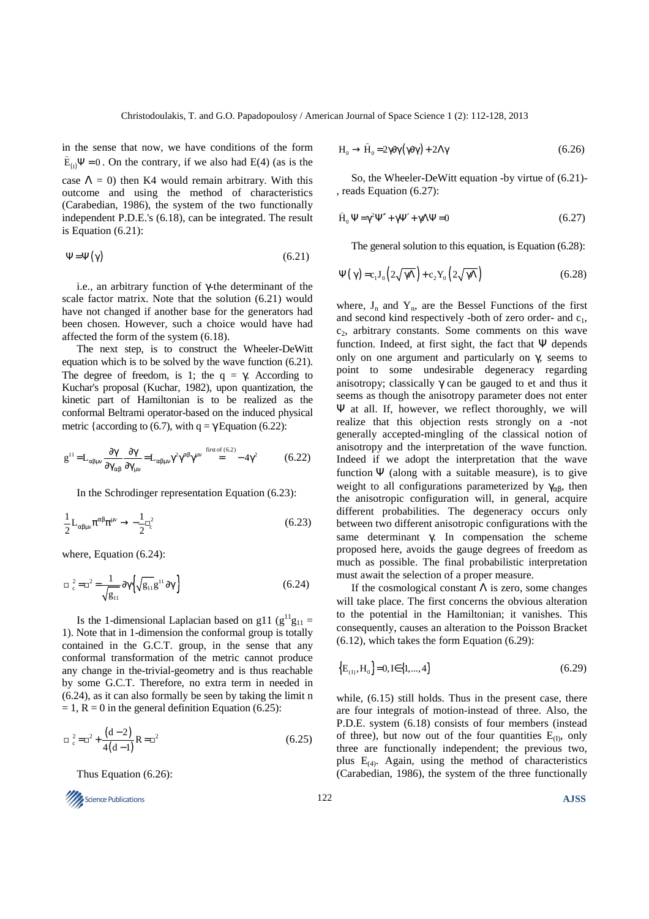in the sense that now, we have conditions of the form $\hat{E}_{(I)}\Psi = 0$. On the contrary, if we also had E(4) (as is the case $\Lambda = 0$) then K4 would remain arbitrary. With this outcome and using the method of characteristics (Carabedian, 1986), the system of the two functionally independent P.D.E.'s (6.18), can be integrated. The result is Equation (6.21):

$$\Psi = \Psi(\gamma) \tag{6.21}$$

i.e., an arbitrary function of γ-the determinant of the scale factor matrix. Note that the solution (6.21) would have not changed if another base for the generators had been chosen. However, such a choice would have had affected the form of the system (6.18).

The next step, is to construct the Wheeler-DeWitt equation which is to be solved by the wave function (6.21). The degree of freedom, is 1; the $q = \gamma$. According to Kuchar's proposal (Kuchar, 1982), upon quantization, the kinetic part of Hamiltonian is to be realized as the conformal Beltrami operator-based on the induced physical metric {according to (6.7), with $q = \gamma$ Equation (6.22):

$$g^{11} = L_{\alpha\beta\mu\nu}\frac{\partial\gamma}{\partial\gamma_{\alpha\beta}}\frac{\partial\gamma}{\partial\gamma_{\mu\nu}} = L_{\alpha\beta\mu\nu}\gamma^2\gamma^{\alpha\beta}\gamma^{\mu\nu} \overset{\text{first of (6.2)}}{=} -4\gamma^2 \tag{6.22}$$

In the Schrodinger representation Equation (6.23):

$$\frac{1}{2}L_{\alpha\beta\mu\nu}\pi^{\alpha\beta}\pi^{\mu\nu} \rightarrow -\frac{1}{2}\square_c^2 \tag{6.23}$$

where, Equation (6.24):

$$\square_c^2 = \square^2 = \frac{1}{\sqrt{g_{11}}}\partial\gamma\left\{\sqrt{g_{11}}g^{11}\partial\gamma\right\} \tag{6.24}$$

Is the 1-dimensional Laplacian based on g11 ($g^{11}g_{11} = 1$). Note that in 1-dimension the conformal group is totally contained in the G.C.T. group, in the sense that any conformal transformation of the metric cannot produce any change in the-trivial-geometry and is thus reachable by some G.C.T. Therefore, no extra term in needed in (6.24), as it can also formally be seen by taking the limit $n = 1$, $R = 0$ in the general definition Equation (6.25):

$$\square_c^2 = \square^2 + \frac{(d-2)}{4(d-1)}R = \square^2 \tag{6.25}$$

Thus Equation (6.26):

$$H_0 \rightarrow \hat{H}_0 = 2\gamma\partial\gamma(\gamma\partial\gamma) + 2\Lambda\gamma \tag{6.26}$$

So, the Wheeler-DeWitt equation -by virtue of (6.21)-, reads Equation (6.27):

$$\hat{H}_0\Psi = \gamma^2\Psi'' + \gamma\Psi' + \gamma\Lambda\Psi = 0 \tag{6.27}$$

The general solution to this equation, is Equation (6.28):

$$\Psi(\gamma) = c_1 J_0\left(2\sqrt{\gamma\Lambda}\right) + c_2 Y_0\left(2\sqrt{\gamma\Lambda}\right) \tag{6.28}$$

where, $J_n$ and $Y_n$, are the Bessel Functions of the first and second kind respectively -both of zero order- and $c_1$, $c_2$, arbitrary constants. Some comments on this wave function. Indeed, at first sight, the fact that Ψ depends only on one argument and particularly on γ, seems to point to some undesirable degeneracy regarding anisotropy; classically γ can be gauged to et and thus it seems as though the anisotropy parameter does not enter Ψ at all. If, however, we reflect thoroughly, we will realize that this objection rests strongly on a -not generally accepted-mingling of the classical notion of anisotropy and the interpretation of the wave function. Indeed if we adopt the interpretation that the wave function Ψ (along with a suitable measure), is to give weight to all configurations parameterized by $\gamma_{\alpha\beta}$, then the anisotropic configuration will, in general, acquire different probabilities. The degeneracy occurs only between two different anisotropic configurations with the same determinant γ. In compensation the scheme proposed here, avoids the gauge degrees of freedom as much as possible. The final probabilistic interpretation must await the selection of a proper measure.

If the cosmological constant Λ is zero, some changes will take place. The first concerns the obvious alteration to the potential in the Hamiltonian; it vanishes. This consequently, causes an alteration to the Poisson Bracket (6.12), which takes the form Equation (6.29):

$$\left\{E_{(I)}, H_0\right\} = 0, I \in \{1, \ldots, 4\} \tag{6.29}$$

while, (6.15) still holds. Thus in the present case, there are four integrals of motion-instead of three. Also, the P.D.E. system (6.18) consists of four members (instead of three), but now out of the four quantities $E_{(I)}$, only three are functionally independent; the previous two, plus $E_{(4)}$. Again, using the method of characteristics (Carabedian, 1986), the system of the three functionally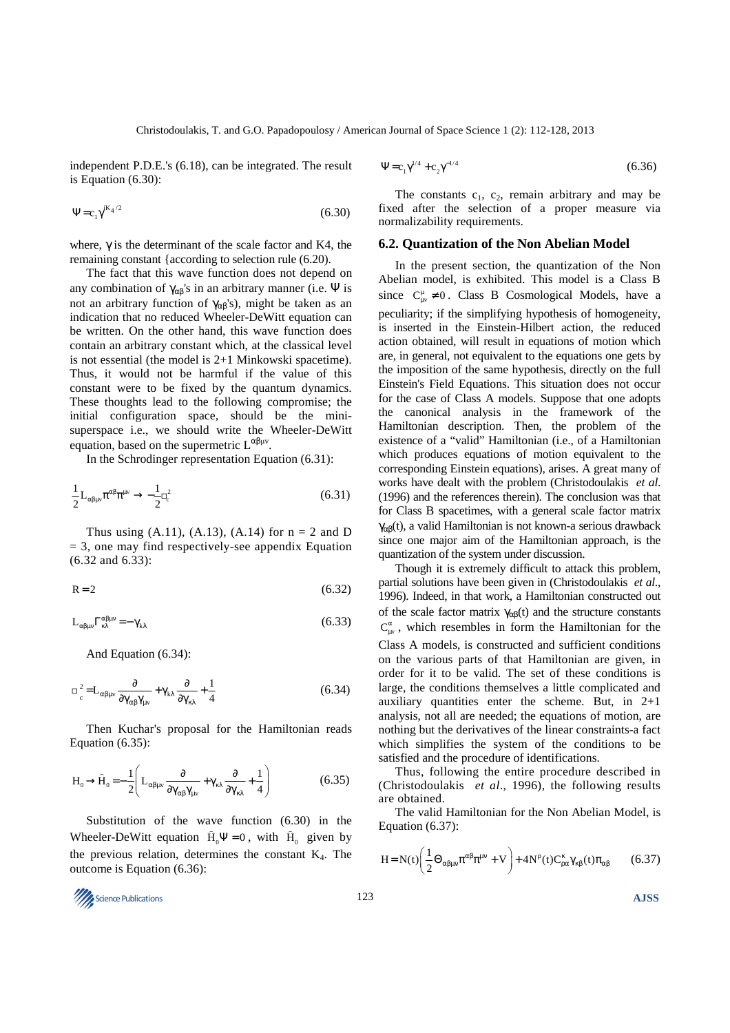independent P.D.E.'s (6.18), can be integrated. The result is Equation (6.30):

$$\Psi = c_1 \gamma^{|K_4/2} \tag{6.30}$$

where, $\gamma$ is the determinant of the scale factor and K4, the remaining constant {according to selection rule (6.20).

The fact that this wave function does not depend on any combination of $\gamma_{\alpha\beta}$'s in an arbitrary manner (i.e. $\Psi$ is not an arbitrary function of $\gamma_{\alpha\beta}$'s), might be taken as an indication that no reduced Wheeler-DeWitt equation can be written. On the other hand, this wave function does contain an arbitrary constant which, at the classical level is not essential (the model is 2+1 Minkowski spacetime). Thus, it would not be harmful if the value of this constant were to be fixed by the quantum dynamics. These thoughts lead to the following compromise; the initial configuration space, should be the mini-superspace i.e., we should write the Wheeler-DeWitt equation, based on the supermetric $L^{\alpha\beta\mu\nu}$.

In the Schrodinger representation Equation (6.31):

$$\frac{1}{2} L_{\alpha\beta\mu\nu} \pi^{\alpha\beta} \pi^{\mu\nu} \rightarrow -\frac{1}{2} \Box_c^2 \tag{6.31}$$

Thus using (A.11), (A.13), (A.14) for n = 2 and D = 3, one may find respectively-see appendix Equation (6.32 and 6.33):

$$R = 2 \tag{6.32}$$

$$L_{\alpha\beta\mu\nu} \Gamma^{\alpha\beta\mu\nu}_{\kappa\lambda} = -\gamma_{\kappa\lambda} \tag{6.33}$$

And Equation (6.34):

$$\Box_c^2 = L_{\alpha\beta\mu\nu} \frac{\partial}{\partial \gamma_{\alpha\beta} \gamma_{\mu\nu}} + \gamma_{\kappa\lambda} \frac{\partial}{\partial \gamma_{\kappa\lambda}} + \frac{1}{4} \tag{6.34}$$

Then Kuchar's proposal for the Hamiltonian reads Equation (6.35):

$$H_0 \rightarrow \hat{H}_0 = -\frac{1}{2} \left( L_{\alpha\beta\mu\nu} \frac{\partial}{\partial \gamma_{\alpha\beta} \gamma_{\mu\nu}} + \gamma_{\kappa\lambda} \frac{\partial}{\partial \gamma_{\kappa\lambda}} + \frac{1}{4} \right) \tag{6.35}$$

Substitution of the wave function (6.30) in the Wheeler-DeWitt equation $\hat{H}_0 \Psi = 0$, with $\hat{H}_0$ given by the previous relation, determines the constant $K_4$. The outcome is Equation (6.36):

$$\Psi = c_1 \gamma^{1/4} + c_2 \gamma^{-1/4} \tag{6.36}$$

The constants $c_1$, $c_2$, remain arbitrary and may be fixed after the selection of a proper measure via normalizability requirements.

### 6.2. Quantization of the Non Abelian Model

In the present section, the quantization of the Non Abelian model, is exhibited. This model is a Class B since $C^{\mu}_{\mu\nu} \neq 0$. Class B Cosmological Models, have a peculiarity; if the simplifying hypothesis of homogeneity, is inserted in the Einstein-Hilbert action, the reduced action obtained, will result in equations of motion which are, in general, not equivalent to the equations one gets by the imposition of the same hypothesis, directly on the full Einstein's Field Equations. This situation does not occur for the case of Class A models. Suppose that one adopts the canonical analysis in the framework of the Hamiltonian description. Then, the problem of the existence of a "valid" Hamiltonian (i.e., of a Hamiltonian which produces equations of motion equivalent to the corresponding Einstein equations), arises. A great many of works have dealt with the problem (Christodoulakis *et al.* (1996) and the references therein). The conclusion was that for Class B spacetimes, with a general scale factor matrix $\gamma_{\alpha\beta}(t)$, a valid Hamiltonian is not known-a serious drawback since one major aim of the Hamiltonian approach, is the quantization of the system under discussion.

Though it is extremely difficult to attack this problem, partial solutions have been given in (Christodoulakis *et al.*, 1996). Indeed, in that work, a Hamiltonian constructed out of the scale factor matrix $\gamma_{\alpha\beta}(t)$ and the structure constants $C^{\alpha}_{\mu\nu}$, which resembles in form the Hamiltonian for the Class A models, is constructed and sufficient conditions on the various parts of that Hamiltonian are given, in order for it to be valid. The set of these conditions is large, the conditions themselves a little complicated and auxiliary quantities enter the scheme. But, in 2+1 analysis, not all are needed; the equations of motion, are nothing but the derivatives of the linear constraints-a fact which simplifies the system of the conditions to be satisfied and the procedure of identifications.

Thus, following the entire procedure described in (Christodoulakis *et al.*, 1996), the following results are obtained.

The valid Hamiltonian for the Non Abelian Model, is Equation (6.37):

$$H = N(t) \left( \frac{1}{2} \Theta_{\alpha\beta\mu\nu} \pi^{\alpha\beta} \pi^{\mu\nu} + V \right) + 4 N^{\rho}(t) C^{\kappa}_{\rho\alpha} \gamma_{\kappa\beta}(t) \pi_{\alpha\beta} \tag{6.37}$$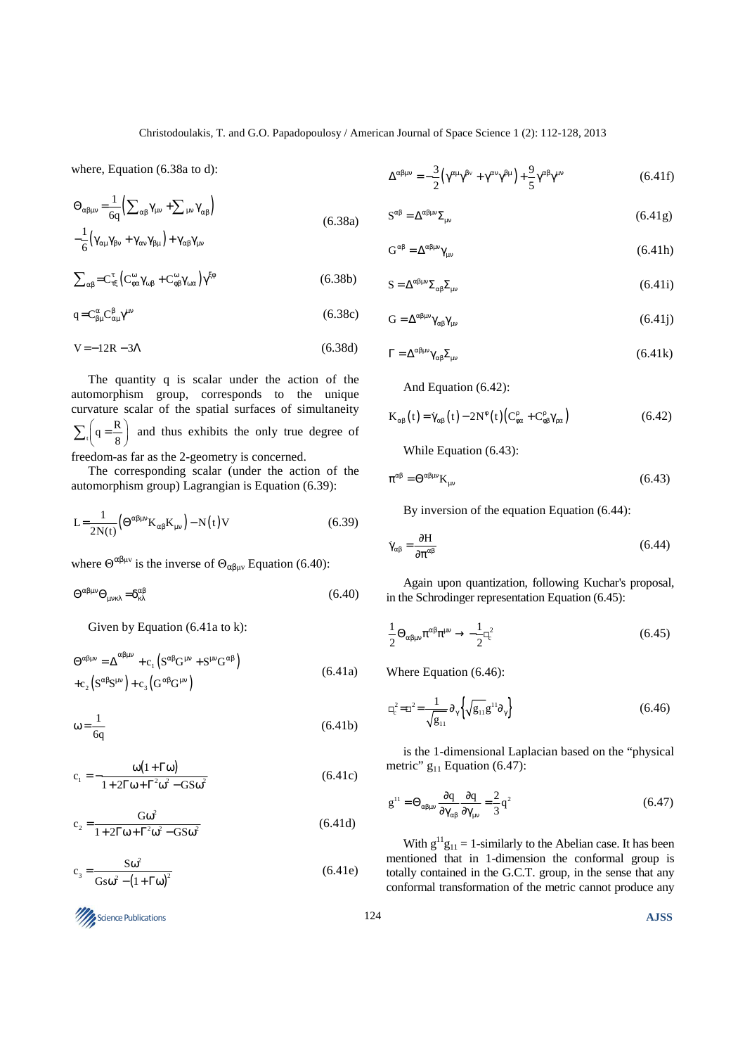where, Equation (6.38a to d):

$$\Theta_{\alpha\beta\mu\nu} = \frac{1}{6q}\left(\sum_{\alpha\beta}\gamma_{\mu\nu} + \sum_{\mu\nu}\gamma_{\alpha\beta}\right) - \frac{1}{6}\left(\gamma_{\alpha\mu}\gamma_{\beta\nu} + \gamma_{\alpha\nu}\gamma_{\beta\mu}\right) + \gamma_{\alpha\beta}\gamma_{\mu\nu} \tag{6.38a}$$

$$\sum_{\alpha\beta} = C^{\tau}_{\tau\xi}\left(C^{\omega}_{\phi\alpha}\gamma_{\omega\beta} + C^{\omega}_{\phi\beta}\gamma_{\omega\alpha}\right)\gamma^{\xi\phi} \tag{6.38b}$$

$$q = C^{\alpha}_{\beta\mu}C^{\beta}_{\alpha\mu}\gamma^{\mu\nu} \tag{6.38c}$$

$$V = -12R - 3\Lambda \tag{6.38d}$$

The quantity q is scalar under the action of the automorphism group, corresponds to the unique curvature scalar of the spatial surfaces of simultaneity $\sum_t\left(q = \frac{R}{8}\right)$ and thus exhibits the only true degree of freedom-as far as the 2-geometry is concerned.

The corresponding scalar (under the action of the automorphism group) Lagrangian is Equation (6.39):

$$L = \frac{1}{2N(t)}\left(\Theta^{\alpha\beta\mu\nu}K_{\alpha\beta}K_{\mu\nu}\right) - N(t)V \tag{6.39}$$

where $\Theta^{\alpha\beta\mu\nu}$ is the inverse of $\Theta_{\alpha\beta\mu\nu}$ Equation (6.40):

$$\Theta^{\alpha\beta\mu\nu}\Theta_{\mu\nu\kappa\lambda} = \delta^{\alpha\beta}_{\kappa\lambda} \tag{6.40}$$

Given by Equation (6.41a to k):

$$\Theta^{\alpha\beta\mu\nu} = \Delta^{\alpha\beta\mu\nu} + c_1\left(S^{\alpha\beta}G^{\mu\nu} + S^{\mu\nu}G^{\alpha\beta}\right) + c_2\left(S^{\alpha\beta}S^{\mu\nu}\right) + c_3\left(G^{\alpha\beta}G^{\mu\nu}\right) \tag{6.41a}$$

$$\omega = \frac{1}{6q} \tag{6.41b}$$

$$c_1 = -\frac{\omega(1+\Gamma\omega)}{1+2\Gamma\omega+\Gamma^2\omega^2 - GS\omega^2} \tag{6.41c}$$

$$c_2 = \frac{G\omega^2}{1+2\Gamma\omega+\Gamma^2\omega^2 - GS\omega^2} \tag{6.41d}$$

$$c_3 = \frac{S\omega^2}{GS\omega^2 - (1+\Gamma\omega)^2} \tag{6.41e}$$

$$\Delta^{\alpha\beta\mu\nu} = -\frac{3}{2}\left(\gamma^{\alpha\mu}\gamma^{\beta\nu} + \gamma^{\alpha\nu}\gamma^{\beta\mu}\right) + \frac{9}{5}\gamma^{\alpha\beta}\gamma^{\mu\nu} \tag{6.41f}$$

$$S^{\alpha\beta} = \Delta^{\alpha\beta\mu\nu}\Sigma_{\mu\nu} \tag{6.41g}$$

$$G^{\alpha\beta} = \Delta^{\alpha\beta\mu\nu}\gamma_{\mu\nu} \tag{6.41h}$$

$$S = \Delta^{\alpha\beta\mu\nu}\Sigma_{\alpha\beta}\Sigma_{\mu\nu} \tag{6.41i}$$

$$G = \Delta^{\alpha\beta\mu\nu}\gamma_{\alpha\beta}\gamma_{\mu\nu} \tag{6.41j}$$

$$\Gamma = \Delta^{\alpha\beta\mu\nu}\gamma_{\alpha\beta}\Sigma_{\mu\nu} \tag{6.41k}$$

And Equation (6.42):

$$K_{\alpha\beta}(t) = \dot{\gamma}_{\alpha\beta}(t) - 2N^{\phi}(t)\left(C^{\rho}_{\phi\alpha} + C^{\rho}_{\phi\beta}\gamma_{\rho\alpha}\right) \tag{6.42}$$

While Equation (6.43):

$$\pi^{\alpha\beta} = \Theta^{\alpha\beta\mu\nu}K_{\mu\nu} \tag{6.43}$$

By inversion of the equation Equation (6.44):

$$\dot{\gamma}_{\alpha\beta} = \frac{\partial H}{\partial \pi^{\alpha\beta}} \tag{6.44}$$

Again upon quantization, following Kuchar's proposal, in the Schrodinger representation Equation (6.45):

$$\frac{1}{2}\Theta_{\alpha\beta\mu\nu}\pi^{\alpha\beta}\pi^{\mu\nu} \rightarrow -\frac{1}{2}\Box_c^2 \tag{6.45}$$

Where Equation (6.46):

$$\Box_c^2 = \Box^2 = \frac{1}{\sqrt{g_{11}}}\partial_\gamma\left\{\sqrt{g_{11}}g^{11}\partial_\gamma\right\} \tag{6.46}$$

is the 1-dimensional Laplacian based on the "physical metric" $g_{11}$ Equation (6.47):

$$g^{11} = \Theta_{\alpha\beta\mu\nu}\frac{\partial q}{\partial\gamma_{\alpha\beta}}\frac{\partial q}{\partial\gamma_{\mu\nu}} = \frac{2}{3}q^2 \tag{6.47}$$

With $g^{11}g_{11} = 1$-similarly to the Abelian case. It has been mentioned that in 1-dimension the conformal group is totally contained in the G.C.T. group, in the sense that any conformal transformation of the metric cannot produce any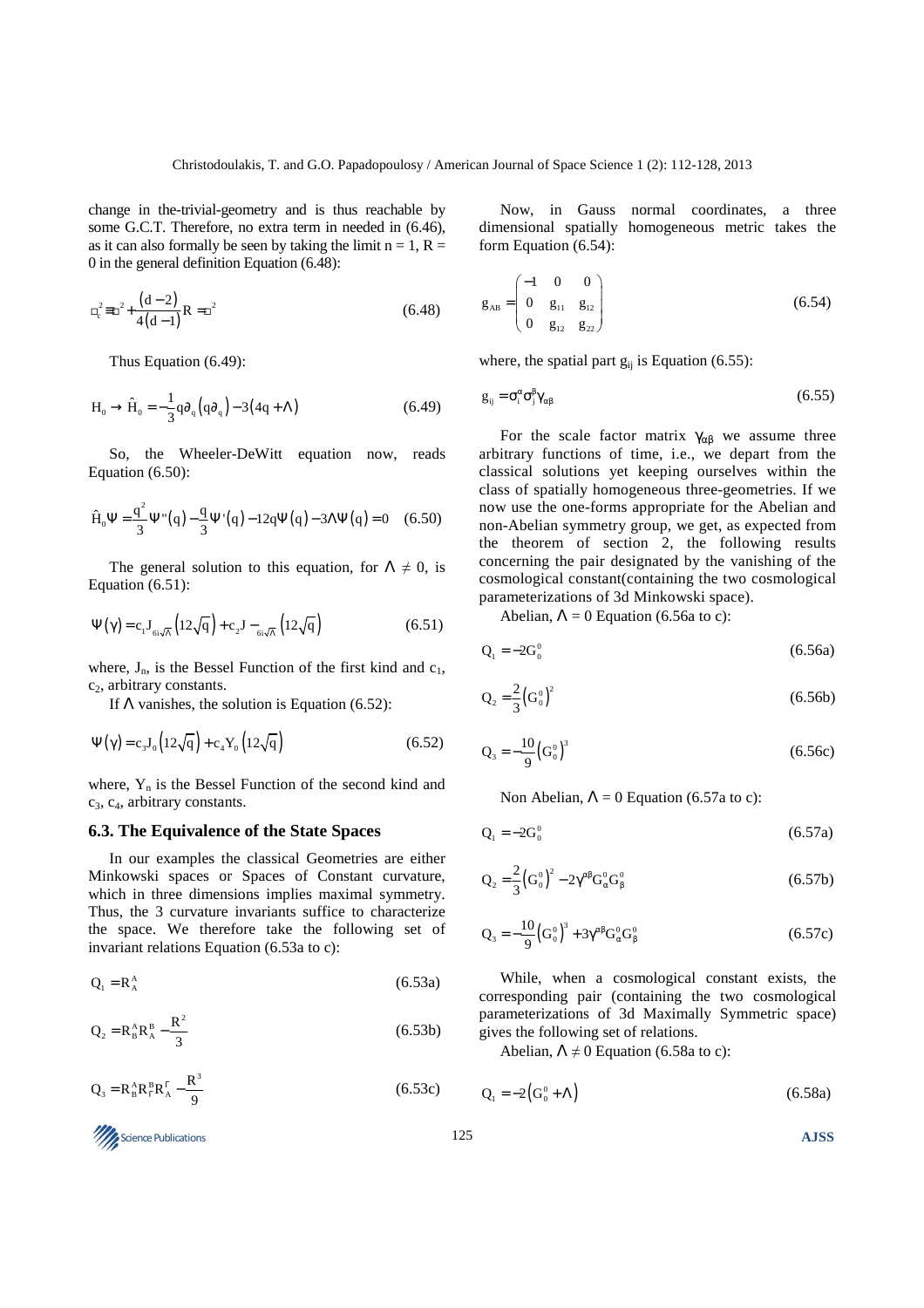change in the-trivial-geometry and is thus reachable by some G.C.T. Therefore, no extra term in needed in (6.46), as it can also formally be seen by taking the limit n = 1, R = 0 in the general definition Equation (6.48):

$$\Box_c^2 \equiv \Box^2 + \frac{(d-2)}{4(d-1)}R = \Box^2 \tag{6.48}$$

Thus Equation (6.49):

$$H_0 \to \hat{H}_0 = -\frac{1}{3}q\partial_q\left(q\partial_q\right) - 3(4q + \Lambda) \tag{6.49}$$

So, the Wheeler-DeWitt equation now, reads Equation (6.50):

$$\hat{H}_0\Psi = \frac{q^2}{3}\Psi''(q) - \frac{q}{3}\Psi'(q) - 12q\Psi(q) - 3\Lambda\Psi(q) = 0 \tag{6.50}$$

The general solution to this equation, for $\Lambda \neq 0$, is Equation (6.51):

$$\Psi(\gamma) = c_1 J_{6i\sqrt{\Lambda}}\left(12\sqrt{q}\right) + c_2 J_{-6i\sqrt{\Lambda}}\left(12\sqrt{q}\right) \tag{6.51}$$

where, $J_n$, is the Bessel Function of the first kind and $c_1$, $c_2$, arbitrary constants.

If $\Lambda$ vanishes, the solution is Equation (6.52):

$$\Psi(\gamma) = c_3 J_0\left(12\sqrt{q}\right) + c_4 Y_0\left(12\sqrt{q}\right) \tag{6.52}$$

where, $Y_n$ is the Bessel Function of the second kind and $c_3$, $c_4$, arbitrary constants.

### 6.3. The Equivalence of the State Spaces

In our examples the classical Geometries are either Minkowski spaces or Spaces of Constant curvature, which in three dimensions implies maximal symmetry. Thus, the 3 curvature invariants suffice to characterize the space. We therefore take the following set of invariant relations Equation (6.53a to c):

$$Q_1 = R_A^A \tag{6.53a}$$

$$Q_2 = R_B^A R_A^B - \frac{R^2}{3} \tag{6.53b}$$

$$Q_3 = R_B^A R_\Gamma^B R_A^\Gamma - \frac{R^3}{9} \tag{6.53c}$$

Now, in Gauss normal coordinates, a three dimensional spatially homogeneous metric takes the form Equation (6.54):

$$g_{AB} = \begin{pmatrix} -1 & 0 & 0 \\ 0 & g_{11} & g_{12} \\ 0 & g_{12} & g_{22} \end{pmatrix} \tag{6.54}$$

where, the spatial part $g_{ij}$ is Equation (6.55):

$$g_{ij} = \sigma_i^\alpha \sigma_j^\beta \gamma_{\alpha\beta} \tag{6.55}$$

For the scale factor matrix $\gamma_{\alpha\beta}$ we assume three arbitrary functions of time, i.e., we depart from the classical solutions yet keeping ourselves within the class of spatially homogeneous three-geometries. If we now use the one-forms appropriate for the Abelian and non-Abelian symmetry group, we get, as expected from the theorem of section 2, the following results concerning the pair designated by the vanishing of the cosmological constant(containing the two cosmological parameterizations of 3d Minkowski space).

Abelian, $\Lambda = 0$ Equation (6.56a to c):

$$Q_1 = -2G_0^0 \tag{6.56a}$$

$$Q_2 = \frac{2}{3}\left(G_0^0\right)^2 \tag{6.56b}$$

$$Q_3 = -\frac{10}{9}\left(G_0^0\right)^3 \tag{6.56c}$$

Non Abelian, $\Lambda = 0$ Equation (6.57a to c):

$$Q_1 = -2G_0^0 \tag{6.57a}$$

$$Q_2 = \frac{2}{3}\left(G_0^0\right)^2 - 2\gamma^{\alpha\beta}G_\alpha^0 G_\beta^0 \tag{6.57b}$$

$$Q_3 = -\frac{10}{9}\left(G_0^0\right)^3 + 3\gamma^{\alpha\beta}G_\alpha^0 G_\beta^0 \tag{6.57c}$$

While, when a cosmological constant exists, the corresponding pair (containing the two cosmological parameterizations of 3d Maximally Symmetric space) gives the following set of relations.

Abelian, $\Lambda \neq 0$ Equation (6.58a to c):

$$Q_1 = -2\left(G_0^0 + \Lambda\right) \tag{6.58a}$$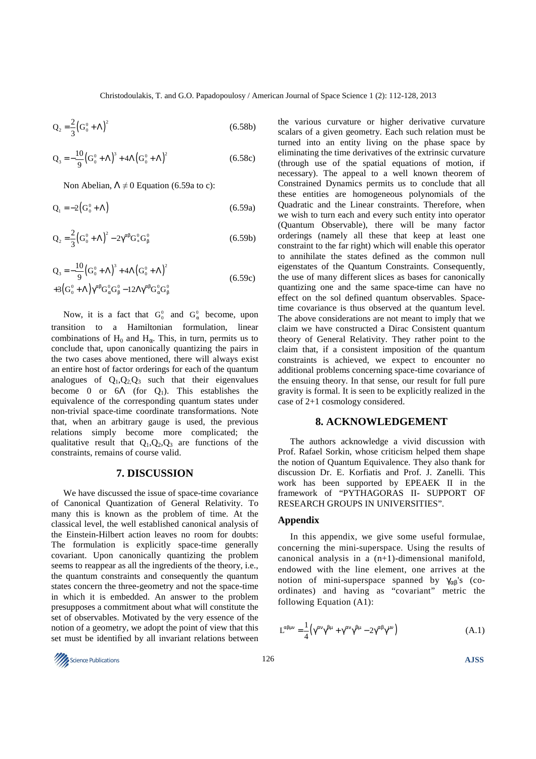$$Q_2 = \frac{2}{3}\left(G_0^0 + \Lambda\right)^2 \tag{6.58b}$$

$$Q_3 = -\frac{10}{9}\left(G_0^0 + \Lambda\right)^3 + 4\Lambda\left(G_0^0 + \Lambda\right)^2 \tag{6.58c}$$

Non Abelian, $\Lambda \neq 0$ Equation (6.59a to c):

$$Q_1 = -2\left(G_0^0 + \Lambda\right) \tag{6.59a}$$

$$Q_2 = \frac{2}{3}\left(G_0^0 + \Lambda\right)^2 - 2\gamma^{\alpha\beta}G_\alpha^0 G_\beta^0 \tag{6.59b}$$

$$\begin{aligned} Q_3 = &-\frac{10}{9}\left(G_0^0 + \Lambda\right)^3 + 4\Lambda\left(G_0^0 + \Lambda\right)^2 \\ &+ 3\left(G_0^0 + \Lambda\right)\gamma^{\alpha\beta}G_\alpha^0 G_\beta^0 - 12\Lambda\gamma^{\alpha\beta}G_\alpha^0 G_\beta^0 \end{aligned} \tag{6.59c}$$

Now, it is a fact that $G_0^0$ and $G_\alpha^0$ become, upon transition to a Hamiltonian formulation, linear combinations of $H_0$ and $H_\alpha$. This, in turn, permits us to conclude that, upon canonically quantizing the pairs in the two cases above mentioned, there will always exist an entire host of factor orderings for each of the quantum analogues of $Q_1, Q_2, Q_3$ such that their eigenvalues become 0 or $6\Lambda$ (for $Q_1$). This establishes the equivalence of the corresponding quantum states under non-trivial space-time coordinate transformations. Note that, when an arbitrary gauge is used, the previous relations simply become more complicated; the qualitative result that $Q_1, Q_2, Q_3$ are functions of the constraints, remains of course valid.

## 7. DISCUSSION

We have discussed the issue of space-time covariance of Canonical Quantization of General Relativity. To many this is known as the problem of time. At the classical level, the well established canonical analysis of the Einstein-Hilbert action leaves no room for doubts: The formulation is explicitly space-time generally covariant. Upon canonically quantizing the problem seems to reappear as all the ingredients of the theory, i.e., the quantum constraints and consequently the quantum states concern the three-geometry and not the space-time in which it is embedded. An answer to the problem presupposes a commitment about what will constitute the set of observables. Motivated by the very essence of the notion of a geometry, we adopt the point of view that this set must be identified by all invariant relations between the various curvature or higher derivative curvature scalars of a given geometry. Each such relation must be turned into an entity living on the phase space by eliminating the time derivatives of the extrinsic curvature (through use of the spatial equations of motion, if necessary). The appeal to a well known theorem of Constrained Dynamics permits us to conclude that all these entities are homogeneous polynomials of the Quadratic and the Linear constraints. Therefore, when we wish to turn each and every such entity into operator (Quantum Observable), there will be many factor orderings (namely all these that keep at least one constraint to the far right) which will enable this operator to annihilate the states defined as the common null eigenstates of the Quantum Constraints. Consequently, the use of many different slices as bases for canonically quantizing one and the same space-time can have no effect on the sol defined quantum observables. Space-time covariance is thus observed at the quantum level. The above considerations are not meant to imply that we claim we have constructed a Dirac Consistent quantum theory of General Relativity. They rather point to the claim that, if a consistent imposition of the quantum constraints is achieved, we expect to encounter no additional problems concerning space-time covariance of the ensuing theory. In that sense, our result for full pure gravity is formal. It is seen to be explicitly realized in the case of 2+1 cosmology considered.

## 8. ACKNOWLEDGEMENT

The authors acknowledge a vivid discussion with Prof. Rafael Sorkin, whose criticism helped them shape the notion of Quantum Equivalence. They also thank for discussion Dr. E. Korfiatis and Prof. J. Zanelli. This work has been supported by EPEAEK II in the framework of "PYTHAGORAS II- SUPPORT OF RESEARCH GROUPS IN UNIVERSITIES".

## Appendix

In this appendix, we give some useful formulae, concerning the mini-superspace. Using the results of canonical analysis in a (n+1)-dimensional manifold, endowed with the line element, one arrives at the notion of mini-superspace spanned by $\gamma_{\alpha\beta}$'s (co-ordinates) and having as "covariant" metric the following Equation (A1):

$$L^{\alpha\beta\mu\nu} = \frac{1}{4}\left(\gamma^{\alpha\nu}\gamma^{\beta\mu} + \gamma^{\alpha\nu}\gamma^{\beta\mu} - 2\gamma^{\alpha\beta}\gamma^{\mu\nu}\right) \tag{A.1}$$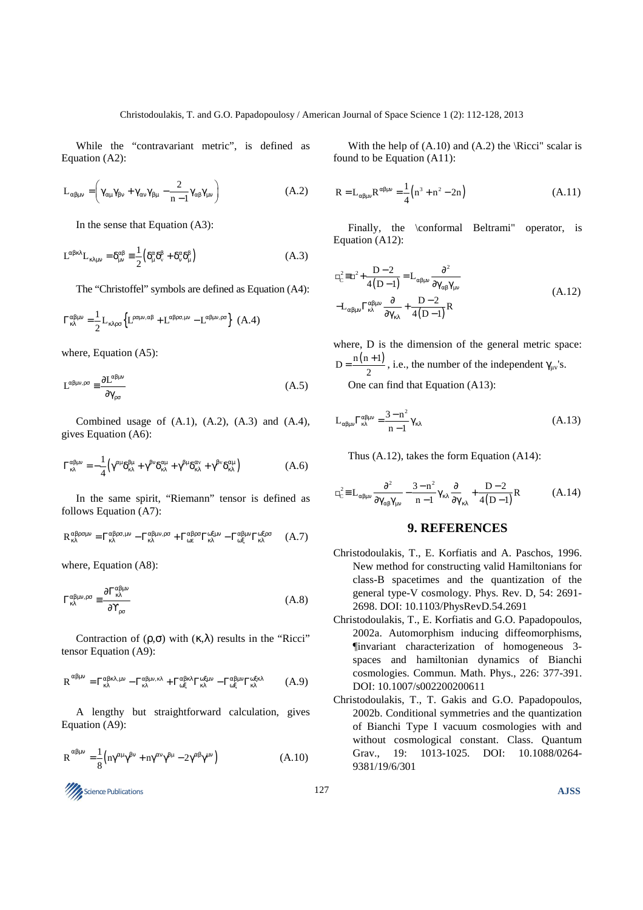While the "contravariant metric", is defined as Equation (A2):

$$L_{\alpha\beta\mu\nu} = \left( \gamma_{\alpha\mu}\gamma_{\beta\nu} + \gamma_{\alpha\nu}\gamma_{\beta\mu} - \frac{2}{n-1}\gamma_{\alpha\beta}\gamma_{\mu\nu} \right) \quad (A.2)$$

In the sense that Equation (A3):

$$L^{\alpha\beta\kappa\lambda}L_{\kappa\lambda\mu\nu} = \delta^{\alpha\beta}_{\mu\nu} \equiv \frac{1}{2}\left(\delta^{\alpha}_{\mu}\delta^{\beta}_{\nu} + \delta^{\alpha}_{\nu}\delta^{\beta}_{\mu}\right) \quad (A.3)$$

The "Christoffel" symbols are defined as Equation (A4):

$$\Gamma^{\alpha\beta\mu\nu}_{\kappa\lambda} = \frac{1}{2}L_{\kappa\lambda\rho\sigma}\left\{L^{\rho\sigma\mu\nu,\alpha\beta} + L^{\alpha\beta\rho\sigma,\mu\nu} - L^{\alpha\beta\mu\nu,\rho\sigma}\right\} \quad (A.4)$$

where, Equation (A5):

$$L^{\alpha\beta\mu\nu,\rho\sigma} \equiv \frac{\partial L^{\alpha\beta\mu\nu}}{\partial\gamma_{\rho\sigma}} \quad (A.5)$$

Combined usage of (A.1), (A.2), (A.3) and (A.4), gives Equation (A6):

$$\Gamma^{\alpha\beta\mu\nu}_{\kappa\lambda} = -\frac{1}{4}\left(\gamma^{\alpha\nu}\delta^{\beta\mu}_{\kappa\lambda} + \gamma^{\beta\nu}\delta^{\alpha\mu}_{\kappa\lambda} + \gamma^{\beta\mu}\delta^{\alpha\nu}_{\kappa\lambda} + \gamma^{\beta\nu}\delta^{\alpha\mu}_{\kappa\lambda}\right) \quad (A.6)$$

In the same spirit, "Riemann" tensor is defined as follows Equation (A7):

$$R^{\alpha\beta\rho\sigma\mu\nu}_{\kappa\lambda} = \Gamma^{\alpha\beta\rho\sigma,\mu\nu}_{\kappa\lambda} - \Gamma^{\alpha\beta\mu\nu,\rho\sigma}_{\kappa\lambda} + \Gamma^{\alpha\beta\rho\sigma}_{\omega\varepsilon}\Gamma^{\omega\xi\mu\nu}_{\kappa\lambda} - \Gamma^{\alpha\beta\mu\nu}_{\omega\xi}\Gamma^{\omega\xi\rho\sigma}_{\kappa\lambda} \quad (A.7)$$

where, Equation (A8):

$$\Gamma^{\alpha\beta\mu\nu,\rho\sigma}_{\kappa\lambda} \equiv \frac{\partial\Gamma^{\alpha\beta\mu\nu}_{\kappa\lambda}}{\partial\Upsilon_{\rho\sigma}} \quad (A.8)$$

Contraction of $(\rho,\sigma)$ with $(\kappa,\lambda)$ results in the "Ricci" tensor Equation (A9):

$$R^{\alpha\beta\mu\nu} = \Gamma^{\alpha\beta\kappa\lambda,\mu\nu}_{\kappa\lambda} - \Gamma^{\alpha\beta\mu\nu,\kappa\lambda}_{\kappa\lambda} + \Gamma^{\alpha\beta\kappa\lambda}_{\omega\xi}\Gamma^{\omega\xi\mu\nu}_{\kappa\lambda} - \Gamma^{\alpha\beta\mu\nu}_{\omega\xi}\Gamma^{\omega\xi\kappa\lambda}_{\kappa\lambda} \quad (A.9)$$

A lengthy but straightforward calculation, gives Equation (A9):

$$R^{\alpha\beta\mu\nu} = \frac{1}{8}\left(n\gamma^{\alpha\mu}\gamma^{\beta\nu} + n\gamma^{\alpha\nu}\gamma^{\beta\mu} - 2\gamma^{\alpha\beta}\gamma^{\mu\nu}\right) \quad (A.10)$$

With the help of (A.10) and (A.2) the \Ricci" scalar is found to be Equation (A11):

$$R = L_{\alpha\beta\mu\nu}R^{\alpha\beta\mu\nu} = \frac{1}{4}\left(n^3 + n^2 - 2n\right) \quad (A.11)$$

Finally, the \conformal Beltrami" operator, is Equation (A12):

$$\Box^2_C \equiv \Box^2 + \frac{D-2}{4(D-1)} = L_{\alpha\beta\mu\nu}\frac{\partial^2}{\partial\gamma_{\alpha\beta}\gamma_{\mu\nu}} - L_{\alpha\beta\mu\nu}\Gamma^{\alpha\beta\mu\nu}_{\kappa\lambda}\frac{\partial}{\partial\gamma_{\kappa\lambda}} + \frac{D-2}{4(D-1)}R \quad (A.12)$$

where, D is the dimension of the general metric space: $D = \frac{n(n+1)}{2}$, i.e., the number of the independent $\gamma_{\mu\nu}$'s.

One can find that Equation (A13):

$$L_{\alpha\beta\mu\nu}\Gamma^{\alpha\beta\mu\nu}_{\kappa\lambda} = \frac{3-n^2}{n-1}\gamma_{\kappa\lambda} \quad (A.13)$$

Thus (A.12), takes the form Equation (A14):

$$\Box^2_C \equiv L_{\alpha\beta\mu\nu}\frac{\partial^2}{\partial\gamma_{\alpha\beta}\gamma_{\mu\nu}} - \frac{3-n^2}{n-1}\gamma_{\kappa\lambda}\frac{\partial}{\partial\gamma_{\kappa\lambda}} + \frac{D-2}{4(D-1)}R \quad (A.14)$$

## 9. REFERENCES

Christodoulakis, T., E. Korfiatis and A. Paschos, 1996. New method for constructing valid Hamiltonians for class-B spacetimes and the quantization of the general type-V cosmology. Phys. Rev. D, 54: 2691-2698. DOI: 10.1103/PhysRevD.54.2691

Christodoulakis, T., E. Korfiatis and G.O. Papadopoulos, 2002a. Automorphism inducing diffeomorphisms, ¶invariant characterization of homogeneous 3-spaces and hamiltonian dynamics of Bianchi cosmologies. Commun. Math. Phys., 226: 377-391. DOI: 10.1007/s002200200611

Christodoulakis, T., T. Gakis and G.O. Papadopoulos, 2002b. Conditional symmetries and the quantization of Bianchi Type I vacuum cosmologies with and without cosmological constant. Class. Quantum Grav., 19: 1013-1025. DOI: 10.1088/0264-9381/19/6/301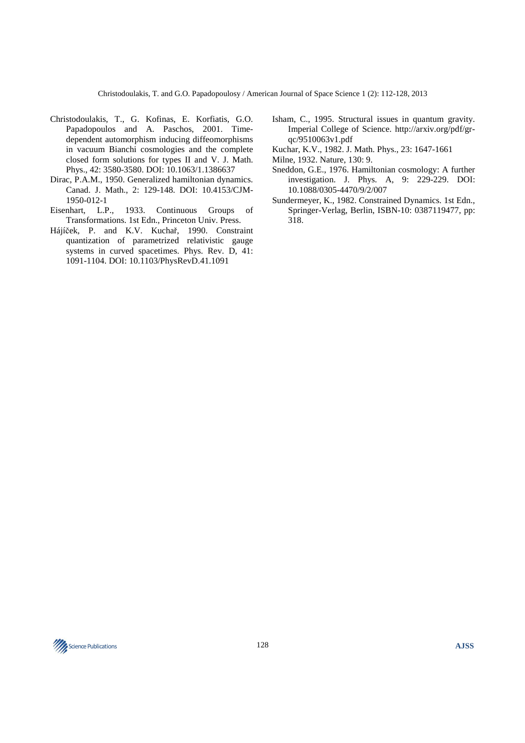Christodoulakis, T., G. Kofinas, E. Korfiatis, G.O. Papadopoulos and A. Paschos, 2001. Time-dependent automorphism inducing diffeomorphisms in vacuum Bianchi cosmologies and the complete closed form solutions for types II and V. J. Math. Phys., 42: 3580-3580. DOI: 10.1063/1.1386637

Dirac, P.A.M., 1950. Generalized hamiltonian dynamics. Canad. J. Math., 2: 129-148. DOI: 10.4153/CJM-1950-012-1

Eisenhart, L.P., 1933. Continuous Groups of Transformations. 1st Edn., Princeton Univ. Press.

Hájíček, P. and K.V. Kuchař, 1990. Constraint quantization of parametrized relativistic gauge systems in curved spacetimes. Phys. Rev. D, 41: 1091-1104. DOI: 10.1103/PhysRevD.41.1091

Isham, C., 1995. Structural issues in quantum gravity. Imperial College of Science. http://arxiv.org/pdf/gr-qc/9510063v1.pdf

Kuchar, K.V., 1982. J. Math. Phys., 23: 1647-1661

Milne, 1932. Nature, 130: 9.

Sneddon, G.E., 1976. Hamiltonian cosmology: A further investigation. J. Phys. A, 9: 229-229. DOI: 10.1088/0305-4470/9/2/007

Sundermeyer, K., 1982. Constrained Dynamics. 1st Edn., Springer-Verlag, Berlin, ISBN-10: 0387119477, pp: 318.